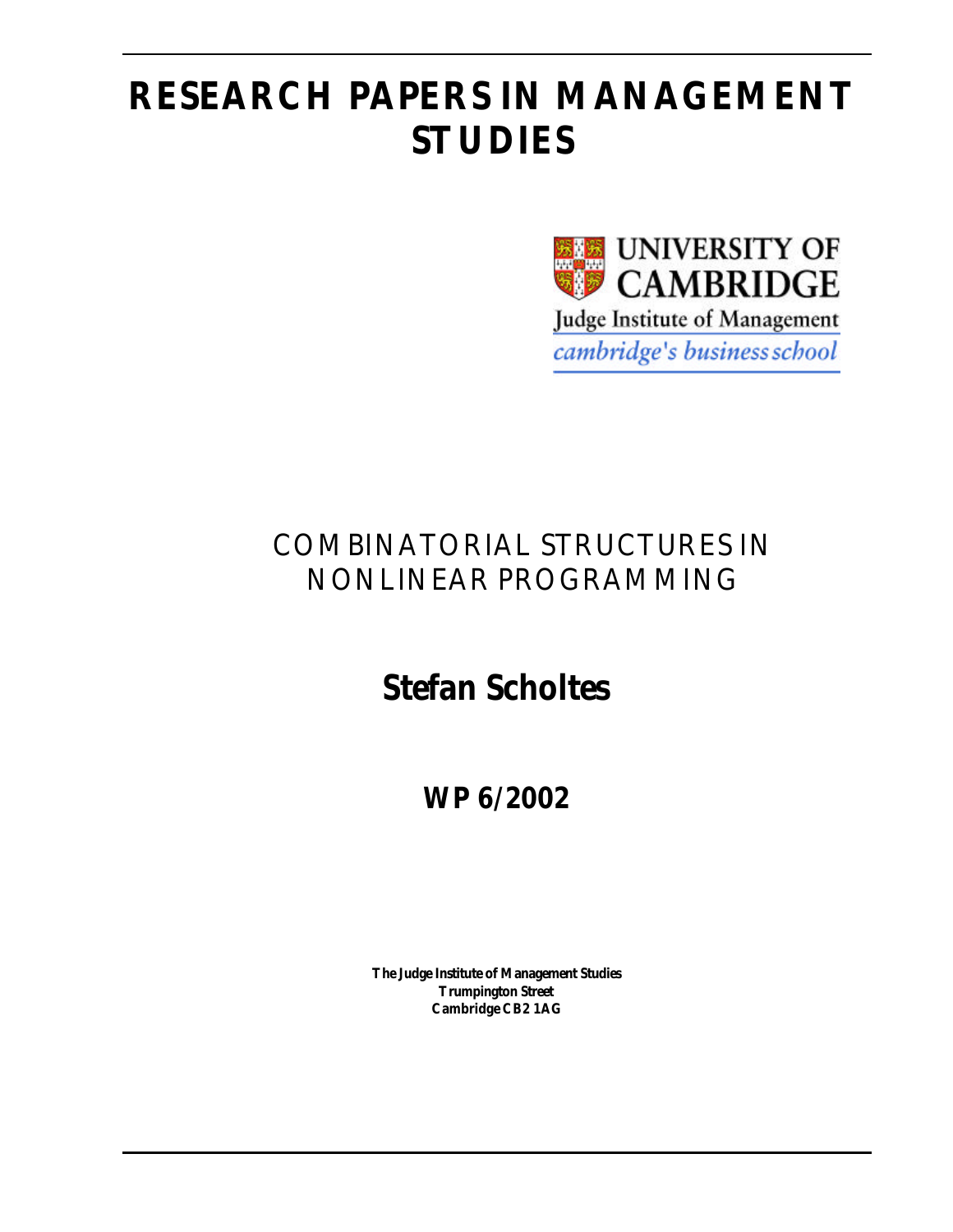# RESEARCH PAPERS IN MANAGEMENT STUDIES

UNIVERSITY OF CAMBRIDGE

Judge Institute of Management

*cambridge's business school*

## COMBINATORIAL STRUCTURES IN NONLINEAR PROGRAMMING

## Stefan Scholtes

## WP 6/2002

**The Judge Institute of Management Studies**
**Trumpington Street**
**Cambridge CB2 1AG**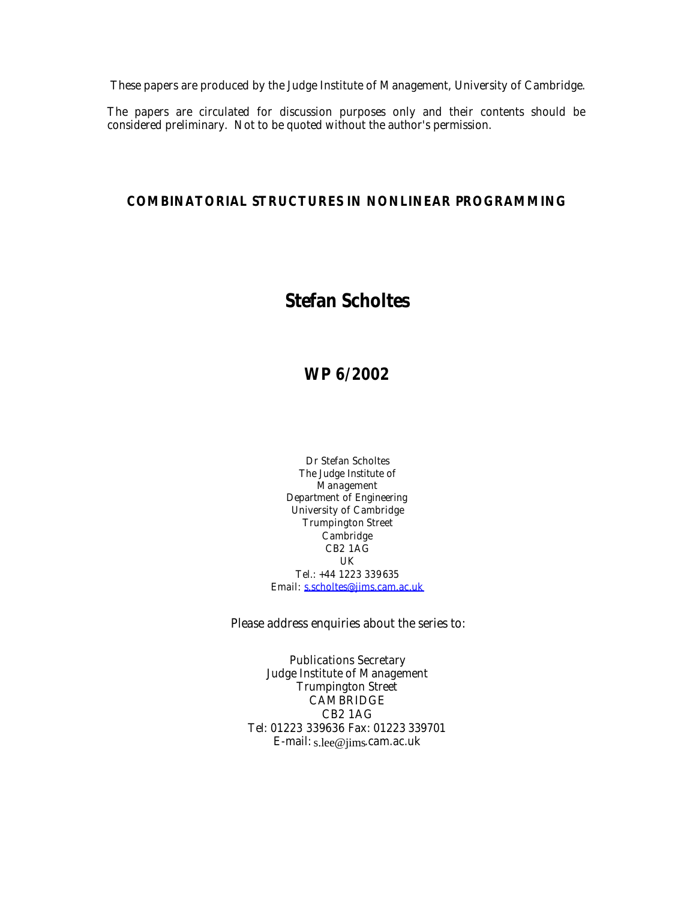These papers are produced by the Judge Institute of Management, University of Cambridge.

The papers are circulated for discussion purposes only and their contents should be considered preliminary. Not to be quoted without the author's permission.

**COMBINATORIAL STRUCTURES IN NONLINEAR PROGRAMMING**

# Stefan Scholtes

## WP 6/2002

Dr Stefan Scholtes
The Judge Institute of Management
Department of Engineering
University of Cambridge
Trumpington Street
Cambridge
CB2 1AG
UK
Tel.: +44 1223 339635
Email: s.scholtes@jims.cam.ac.uk

Please address enquiries about the series to:

Publications Secretary
Judge Institute of Management
Trumpington Street
CAMBRIDGE
CB2 1AG
Tel: 01223 339636 Fax: 01223 339701
E-mail: s.lee@jims.cam.ac.uk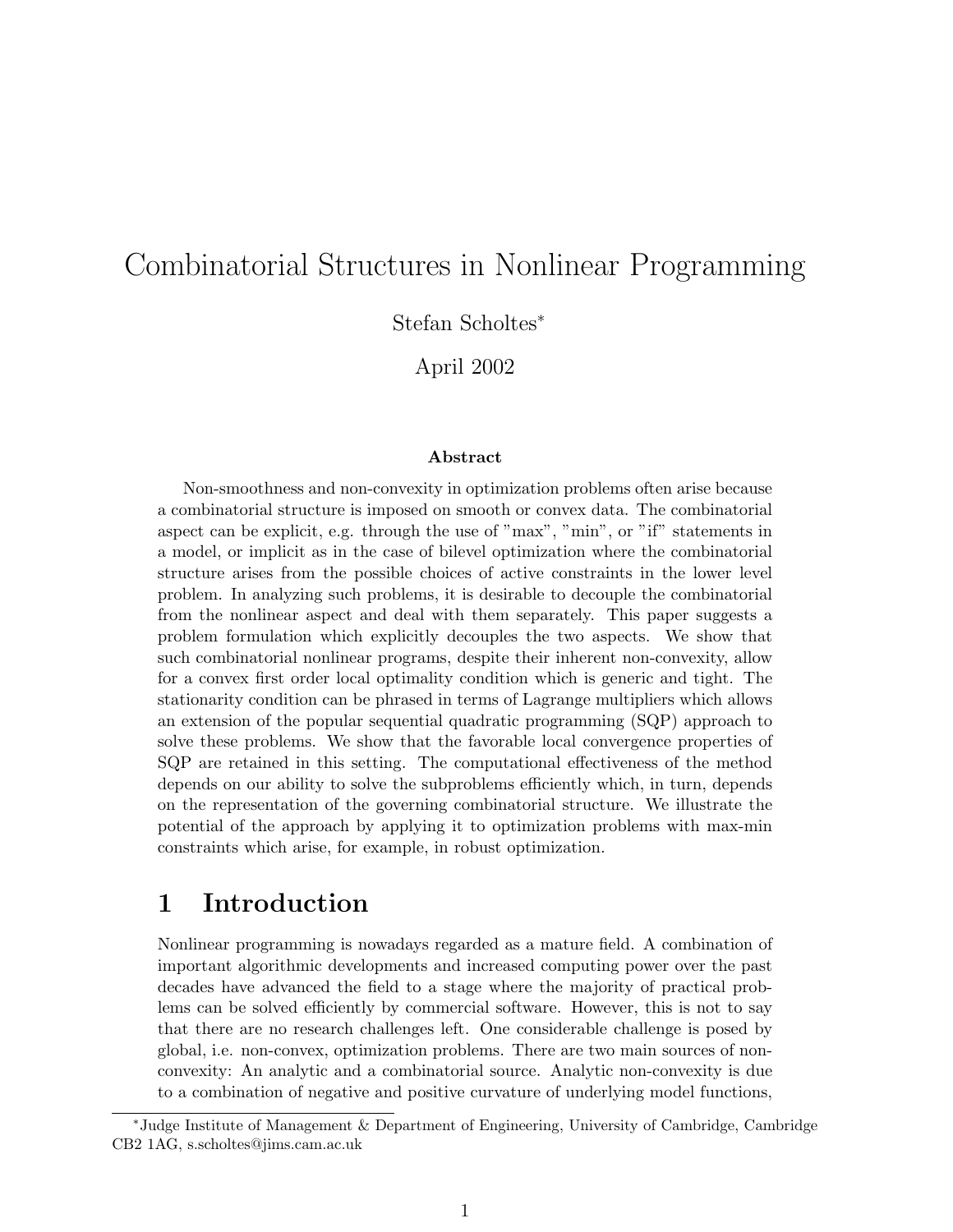# Combinatorial Structures in Nonlinear Programming

Stefan Scholtes[*]

April 2002

**Abstract**

Non-smoothness and non-convexity in optimization problems often arise because a combinatorial structure is imposed on smooth or convex data. The combinatorial aspect can be explicit, e.g. through the use of "max", "min", or "if" statements in a model, or implicit as in the case of bilevel optimization where the combinatorial structure arises from the possible choices of active constraints in the lower level problem. In analyzing such problems, it is desirable to decouple the combinatorial from the nonlinear aspect and deal with them separately. This paper suggests a problem formulation which explicitly decouples the two aspects. We show that such combinatorial nonlinear programs, despite their inherent non-convexity, allow for a convex first order local optimality condition which is generic and tight. The stationarity condition can be phrased in terms of Lagrange multipliers which allows an extension of the popular sequential quadratic programming (SQP) approach to solve these problems. We show that the favorable local convergence properties of SQP are retained in this setting. The computational effectiveness of the method depends on our ability to solve the subproblems efficiently which, in turn, depends on the representation of the governing combinatorial structure. We illustrate the potential of the approach by applying it to optimization problems with max-min constraints which arise, for example, in robust optimization.

## 1 Introduction

Nonlinear programming is nowadays regarded as a mature field. A combination of important algorithmic developments and increased computing power over the past decades have advanced the field to a stage where the majority of practical problems can be solved efficiently by commercial software. However, this is not to say that there are no research challenges left. One considerable challenge is posed by global, i.e. non-convex, optimization problems. There are two main sources of non-convexity: An analytic and a combinatorial source. Analytic non-convexity is due to a combination of negative and positive curvature of underlying model functions,

[*] Judge Institute of Management & Department of Engineering, University of Cambridge, Cambridge CB2 1AG, s.scholtes@jims.cam.ac.uk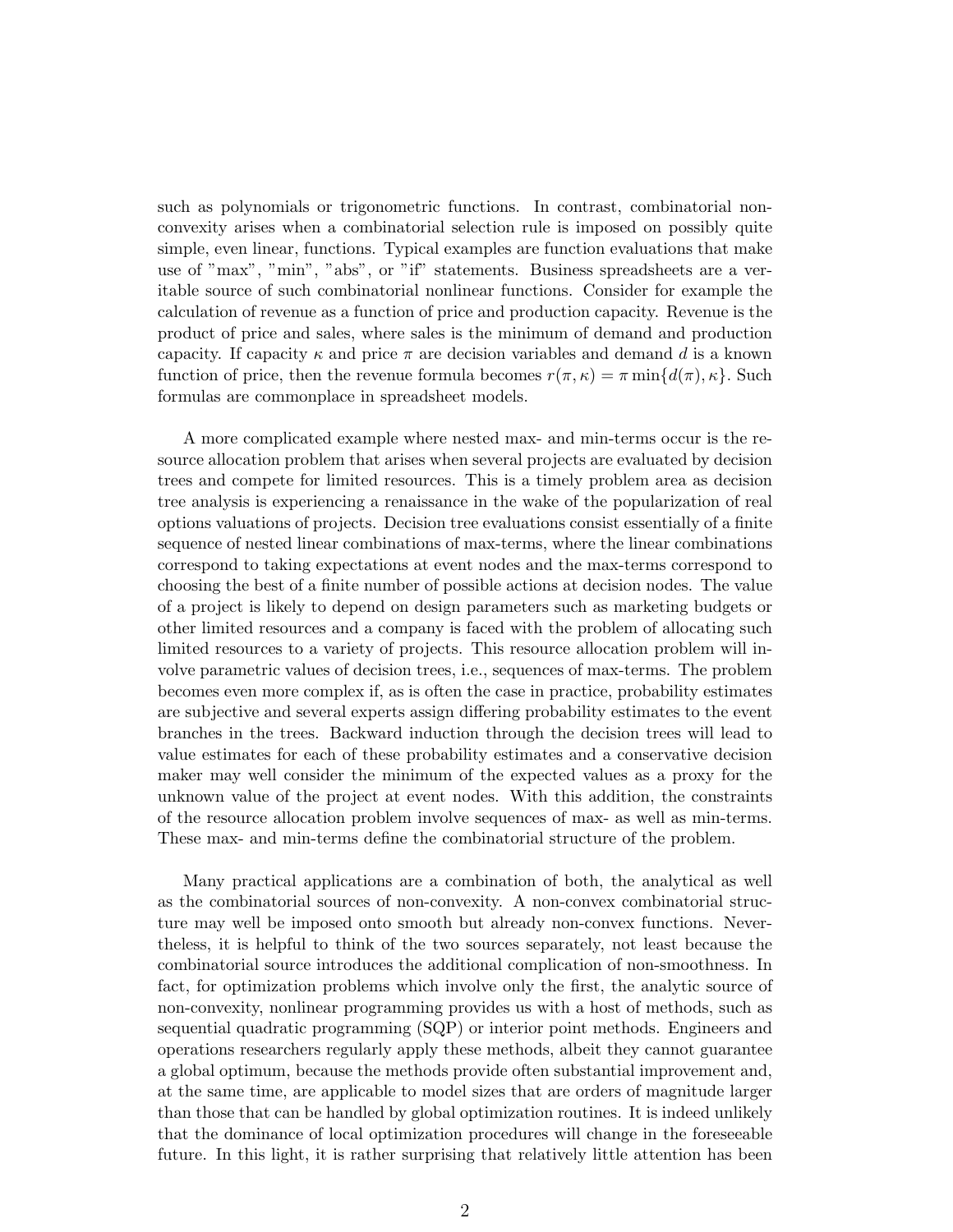such as polynomials or trigonometric functions. In contrast, combinatorial non-convexity arises when a combinatorial selection rule is imposed on possibly quite simple, even linear, functions. Typical examples are function evaluations that make use of "max", "min", "abs", or "if" statements. Business spreadsheets are a veritable source of such combinatorial nonlinear functions. Consider for example the calculation of revenue as a function of price and production capacity. Revenue is the product of price and sales, where sales is the minimum of demand and production capacity. If capacity $\kappa$ and price $\pi$ are decision variables and demand $d$ is a known function of price, then the revenue formula becomes $r(\pi, \kappa) = \pi \min\{d(\pi), \kappa\}$. Such formulas are commonplace in spreadsheet models.

A more complicated example where nested max- and min-terms occur is the resource allocation problem that arises when several projects are evaluated by decision trees and compete for limited resources. This is a timely problem area as decision tree analysis is experiencing a renaissance in the wake of the popularization of real options valuations of projects. Decision tree evaluations consist essentially of a finite sequence of nested linear combinations of max-terms, where the linear combinations correspond to taking expectations at event nodes and the max-terms correspond to choosing the best of a finite number of possible actions at decision nodes. The value of a project is likely to depend on design parameters such as marketing budgets or other limited resources and a company is faced with the problem of allocating such limited resources to a variety of projects. This resource allocation problem will involve parametric values of decision trees, i.e., sequences of max-terms. The problem becomes even more complex if, as is often the case in practice, probability estimates are subjective and several experts assign differing probability estimates to the event branches in the trees. Backward induction through the decision trees will lead to value estimates for each of these probability estimates and a conservative decision maker may well consider the minimum of the expected values as a proxy for the unknown value of the project at event nodes. With this addition, the constraints of the resource allocation problem involve sequences of max- as well as min-terms. These max- and min-terms define the combinatorial structure of the problem.

Many practical applications are a combination of both, the analytical as well as the combinatorial sources of non-convexity. A non-convex combinatorial structure may well be imposed onto smooth but already non-convex functions. Nevertheless, it is helpful to think of the two sources separately, not least because the combinatorial source introduces the additional complication of non-smoothness. In fact, for optimization problems which involve only the first, the analytic source of non-convexity, nonlinear programming provides us with a host of methods, such as sequential quadratic programming (SQP) or interior point methods. Engineers and operations researchers regularly apply these methods, albeit they cannot guarantee a global optimum, because the methods provide often substantial improvement and, at the same time, are applicable to model sizes that are orders of magnitude larger than those that can be handled by global optimization routines. It is indeed unlikely that the dominance of local optimization procedures will change in the foreseeable future. In this light, it is rather surprising that relatively little attention has been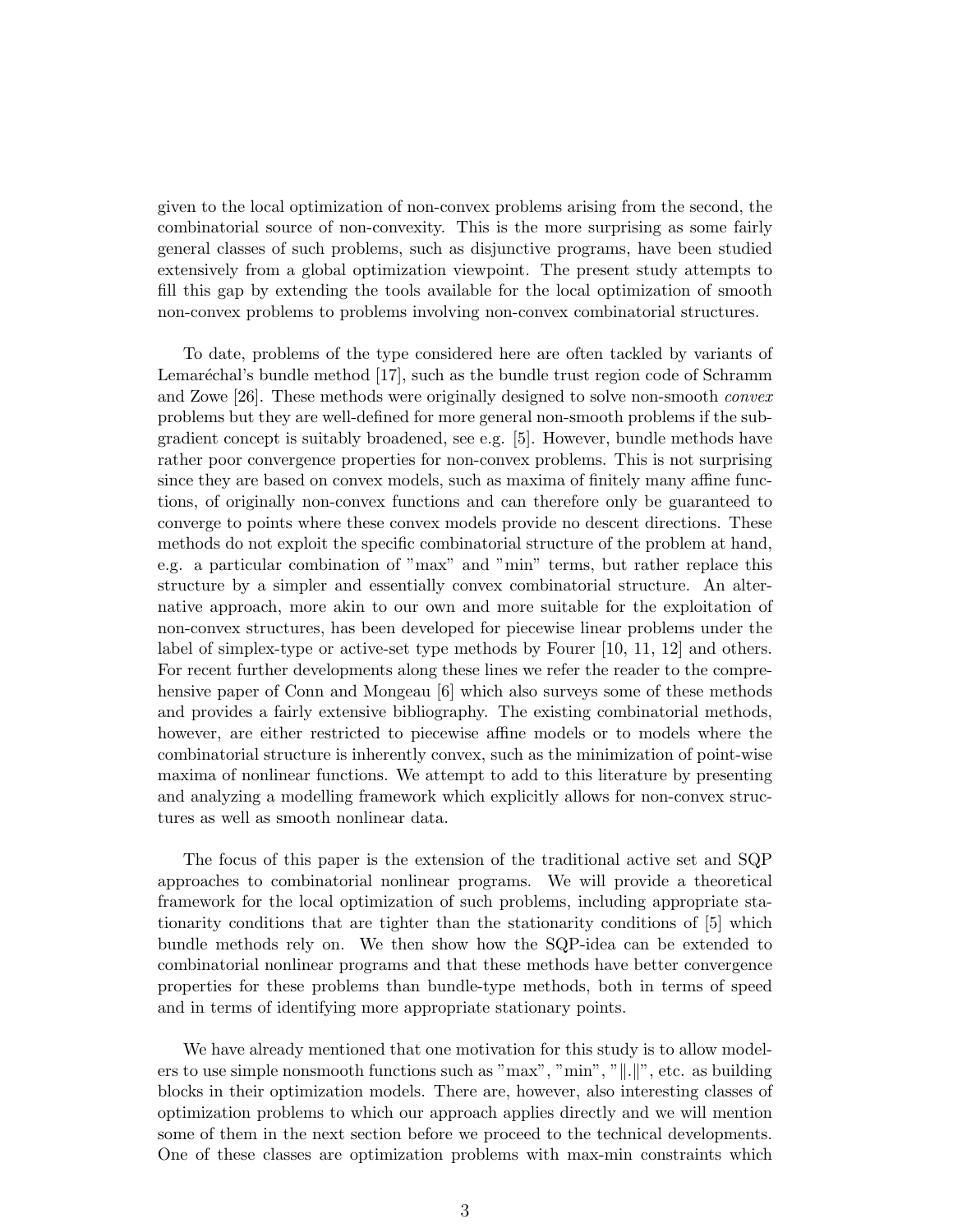given to the local optimization of non-convex problems arising from the second, the combinatorial source of non-convexity. This is the more surprising as some fairly general classes of such problems, such as disjunctive programs, have been studied extensively from a global optimization viewpoint. The present study attempts to fill this gap by extending the tools available for the local optimization of smooth non-convex problems to problems involving non-convex combinatorial structures.

To date, problems of the type considered here are often tackled by variants of Lemaréchal's bundle method [17], such as the bundle trust region code of Schramm and Zowe [26]. These methods were originally designed to solve non-smooth *convex* problems but they are well-defined for more general non-smooth problems if the subgradient concept is suitably broadened, see e.g. [5]. However, bundle methods have rather poor convergence properties for non-convex problems. This is not surprising since they are based on convex models, such as maxima of finitely many affine functions, of originally non-convex functions and can therefore only be guaranteed to converge to points where these convex models provide no descent directions. These methods do not exploit the specific combinatorial structure of the problem at hand, e.g. a particular combination of "max" and "min" terms, but rather replace this structure by a simpler and essentially convex combinatorial structure. An alternative approach, more akin to our own and more suitable for the exploitation of non-convex structures, has been developed for piecewise linear problems under the label of simplex-type or active-set type methods by Fourer [10, 11, 12] and others. For recent further developments along these lines we refer the reader to the comprehensive paper of Conn and Mongeau [6] which also surveys some of these methods and provides a fairly extensive bibliography. The existing combinatorial methods, however, are either restricted to piecewise affine models or to models where the combinatorial structure is inherently convex, such as the minimization of point-wise maxima of nonlinear functions. We attempt to add to this literature by presenting and analyzing a modelling framework which explicitly allows for non-convex structures as well as smooth nonlinear data.

The focus of this paper is the extension of the traditional active set and SQP approaches to combinatorial nonlinear programs. We will provide a theoretical framework for the local optimization of such problems, including appropriate stationarity conditions that are tighter than the stationarity conditions of [5] which bundle methods rely on. We then show how the SQP-idea can be extended to combinatorial nonlinear programs and that these methods have better convergence properties for these problems than bundle-type methods, both in terms of speed and in terms of identifying more appropriate stationary points.

We have already mentioned that one motivation for this study is to allow modelers to use simple nonsmooth functions such as "max", "min", "$\|.\|$", etc. as building blocks in their optimization models. There are, however, also interesting classes of optimization problems to which our approach applies directly and we will mention some of them in the next section before we proceed to the technical developments. One of these classes are optimization problems with max-min constraints which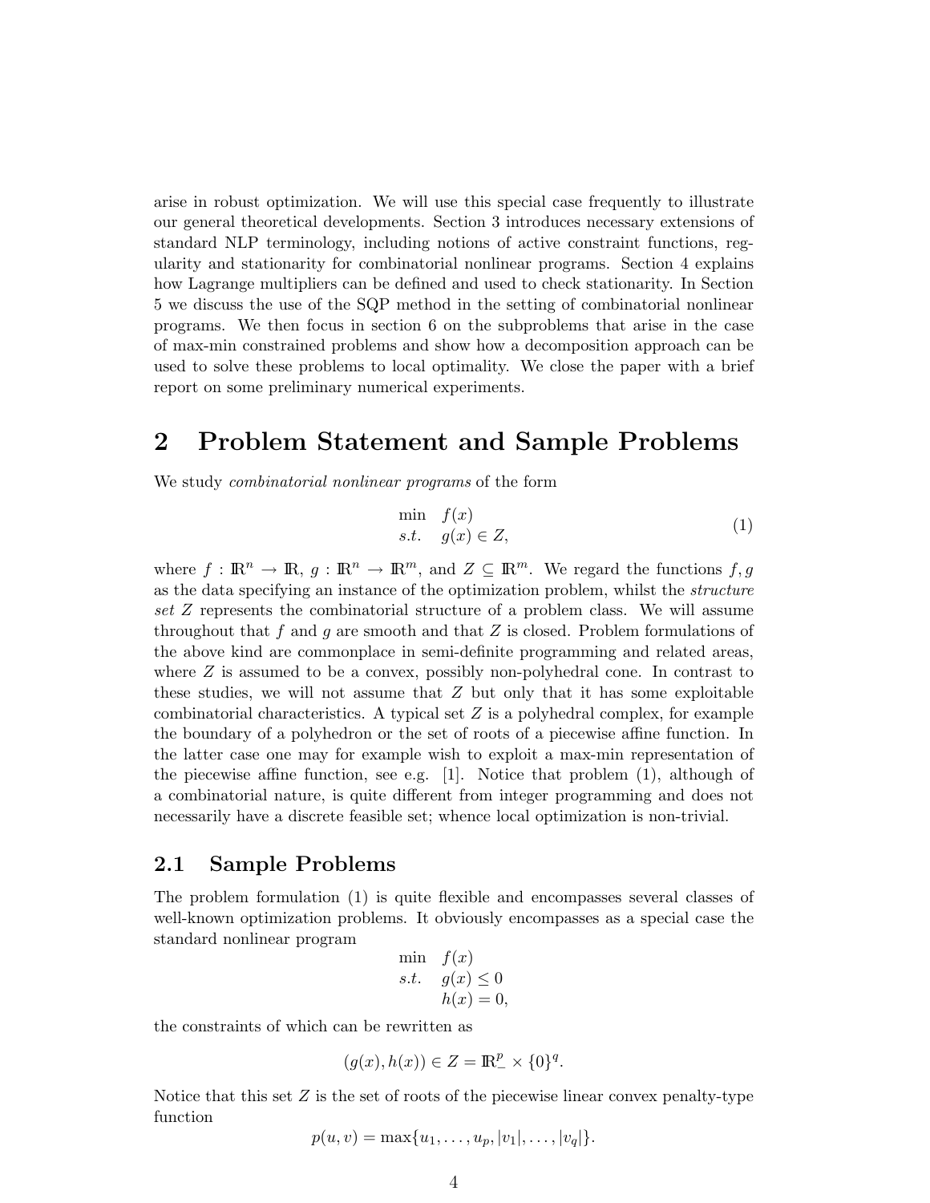arise in robust optimization. We will use this special case frequently to illustrate our general theoretical developments. Section 3 introduces necessary extensions of standard NLP terminology, including notions of active constraint functions, regularity and stationarity for combinatorial nonlinear programs. Section 4 explains how Lagrange multipliers can be defined and used to check stationarity. In Section 5 we discuss the use of the SQP method in the setting of combinatorial nonlinear programs. We then focus in section 6 on the subproblems that arise in the case of max-min constrained problems and show how a decomposition approach can be used to solve these problems to local optimality. We close the paper with a brief report on some preliminary numerical experiments.

# 2 Problem Statement and Sample Problems

We study *combinatorial nonlinear programs* of the form

$$\begin{array}{ll} \min & f(x) \\ s.t. & g(x) \in Z, \end{array} \tag{1}$$

where $f : \mathbb{R}^n \to \mathbb{R}$, $g : \mathbb{R}^n \to \mathbb{R}^m$, and $Z \subseteq \mathbb{R}^m$. We regard the functions $f, g$ as the data specifying an instance of the optimization problem, whilst the *structure set* $Z$ represents the combinatorial structure of a problem class. We will assume throughout that $f$ and $g$ are smooth and that $Z$ is closed. Problem formulations of the above kind are commonplace in semi-definite programming and related areas, where $Z$ is assumed to be a convex, possibly non-polyhedral cone. In contrast to these studies, we will not assume that $Z$ but only that it has some exploitable combinatorial characteristics. A typical set $Z$ is a polyhedral complex, for example the boundary of a polyhedron or the set of roots of a piecewise affine function. In the latter case one may for example wish to exploit a max-min representation of the piecewise affine function, see e.g. [1]. Notice that problem (1), although of a combinatorial nature, is quite different from integer programming and does not necessarily have a discrete feasible set; whence local optimization is non-trivial.

## 2.1 Sample Problems

The problem formulation (1) is quite flexible and encompasses several classes of well-known optimization problems. It obviously encompasses as a special case the standard nonlinear program

$$\begin{array}{ll} \min & f(x) \\ s.t. & g(x) \leq 0 \\ & h(x) = 0, \end{array}$$

the constraints of which can be rewritten as

$$(g(x), h(x)) \in Z = \mathbb{R}^p_- \times \{0\}^q.$$

Notice that this set $Z$ is the set of roots of the piecewise linear convex penalty-type function

$$p(u, v) = \max\{u_1, \ldots, u_p, |v_1|, \ldots, |v_q|\}.$$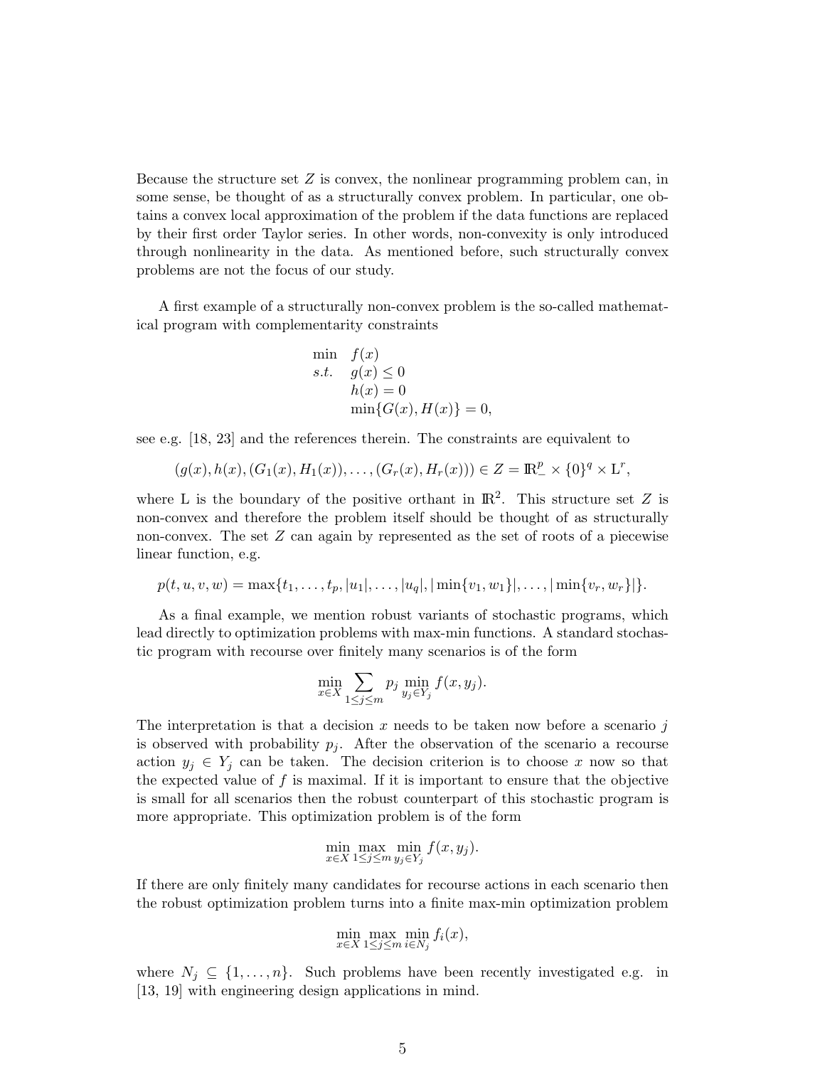Because the structure set $Z$ is convex, the nonlinear programming problem can, in some sense, be thought of as a structurally convex problem. In particular, one obtains a convex local approximation of the problem if the data functions are replaced by their first order Taylor series. In other words, non-convexity is only introduced through nonlinearity in the data. As mentioned before, such structurally convex problems are not the focus of our study.

A first example of a structurally non-convex problem is the so-called mathematical program with complementarity constraints

$$
\begin{array}{ll}
\min & f(x) \\
s.t. & g(x) \leq 0 \\
& h(x) = 0 \\
& \min\{G(x), H(x)\} = 0,
\end{array}
$$

see e.g. [18, 23] and the references therein. The constraints are equivalent to

$$
(g(x), h(x), (G_1(x), H_1(x)), \ldots, (G_r(x), H_r(x))) \in Z = \mathbb{R}^p_- \times \{0\}^q \times \mathrm{L}^r,
$$

where L is the boundary of the positive orthant in $\mathbb{R}^2$. This structure set $Z$ is non-convex and therefore the problem itself should be thought of as structurally non-convex. The set $Z$ can again by represented as the set of roots of a piecewise linear function, e.g.

$$
p(t, u, v, w) = \max\{t_1, \ldots, t_p, |u_1|, \ldots, |u_q|, |\min\{v_1, w_1\}|, \ldots, |\min\{v_r, w_r\}|\}.
$$

As a final example, we mention robust variants of stochastic programs, which lead directly to optimization problems with max-min functions. A standard stochastic program with recourse over finitely many scenarios is of the form

$$
\min_{x \in X} \sum_{1 \leq j \leq m} p_j \min_{y_j \in Y_j} f(x, y_j).
$$

The interpretation is that a decision $x$ needs to be taken now before a scenario $j$ is observed with probability $p_j$. After the observation of the scenario a recourse action $y_j \in Y_j$ can be taken. The decision criterion is to choose $x$ now so that the expected value of $f$ is maximal. If it is important to ensure that the objective is small for all scenarios then the robust counterpart of this stochastic program is more appropriate. This optimization problem is of the form

$$
\min_{x \in X} \max_{1 \leq j \leq m} \min_{y_j \in Y_j} f(x, y_j).
$$

If there are only finitely many candidates for recourse actions in each scenario then the robust optimization problem turns into a finite max-min optimization problem

$$
\min_{x \in X} \max_{1 \leq j \leq m} \min_{i \in N_j} f_i(x),
$$

where $N_j \subseteq \{1, \ldots, n\}$. Such problems have been recently investigated e.g. in [13, 19] with engineering design applications in mind.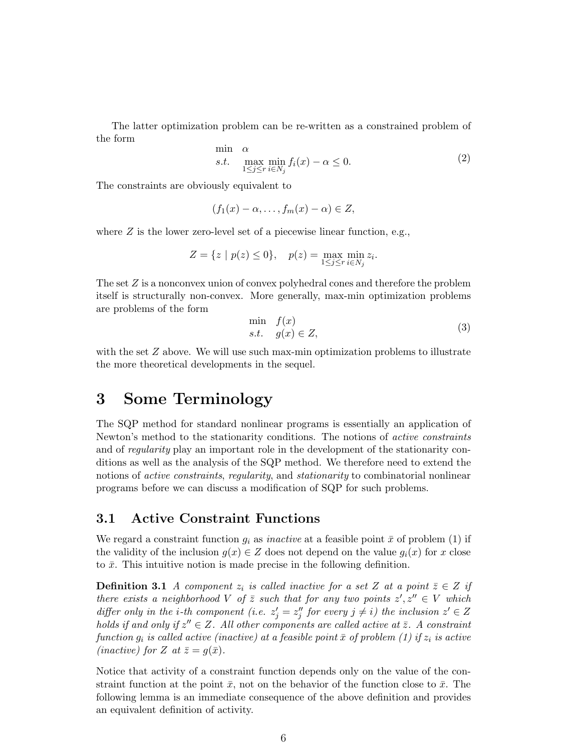The latter optimization problem can be re-written as a constrained problem of the form

$$
\begin{array}{ll}
\min & \alpha \\
s.t. & \max\limits_{1\leq j\leq r} \min\limits_{i\in N_j} f_i(x) - \alpha \leq 0.
\end{array} \tag{2}
$$

The constraints are obviously equivalent to

$$
(f_1(x) - \alpha, \ldots, f_m(x) - \alpha) \in Z,
$$

where $Z$ is the lower zero-level set of a piecewise linear function, e.g.,

$$
Z = \{z \mid p(z) \leq 0\}, \quad p(z) = \max_{1\leq j\leq r} \min_{i\in N_j} z_i.
$$

The set $Z$ is a nonconvex union of convex polyhedral cones and therefore the problem itself is structurally non-convex. More generally, max-min optimization problems are problems of the form

$$
\begin{array}{ll}
\min & f(x) \\
s.t. & g(x) \in Z,
\end{array} \tag{3}
$$

with the set $Z$ above. We will use such max-min optimization problems to illustrate the more theoretical developments in the sequel.

# 3 Some Terminology

The SQP method for standard nonlinear programs is essentially an application of Newton's method to the stationarity conditions. The notions of *active constraints* and of *regularity* play an important role in the development of the stationarity conditions as well as the analysis of the SQP method. We therefore need to extend the notions of *active constraints*, *regularity*, and *stationarity* to combinatorial nonlinear programs before we can discuss a modification of SQP for such problems.

## 3.1 Active Constraint Functions

We regard a constraint function $g_i$ as *inactive* at a feasible point $\bar{x}$ of problem (1) if the validity of the inclusion $g(x) \in Z$ does not depend on the value $g_i(x)$ for $x$ close to $\bar{x}$. This intuitive notion is made precise in the following definition.

**Definition 3.1** *A component $z_i$ is called inactive for a set $Z$ at a point $\bar{z} \in Z$ if there exists a neighborhood $V$ of $\bar{z}$ such that for any two points $z', z'' \in V$ which differ only in the $i$-th component (i.e. $z'_j = z''_j$ for every $j \neq i$) the inclusion $z' \in Z$ holds if and only if $z'' \in Z$. All other components are called active at $\bar{z}$. A constraint function $g_i$ is called active (inactive) at a feasible point $\bar{x}$ of problem (1) if $z_i$ is active (inactive) for $Z$ at $\bar{z} = g(\bar{x})$.*

Notice that activity of a constraint function depends only on the value of the constraint function at the point $\bar{x}$, not on the behavior of the function close to $\bar{x}$. The following lemma is an immediate consequence of the above definition and provides an equivalent definition of activity.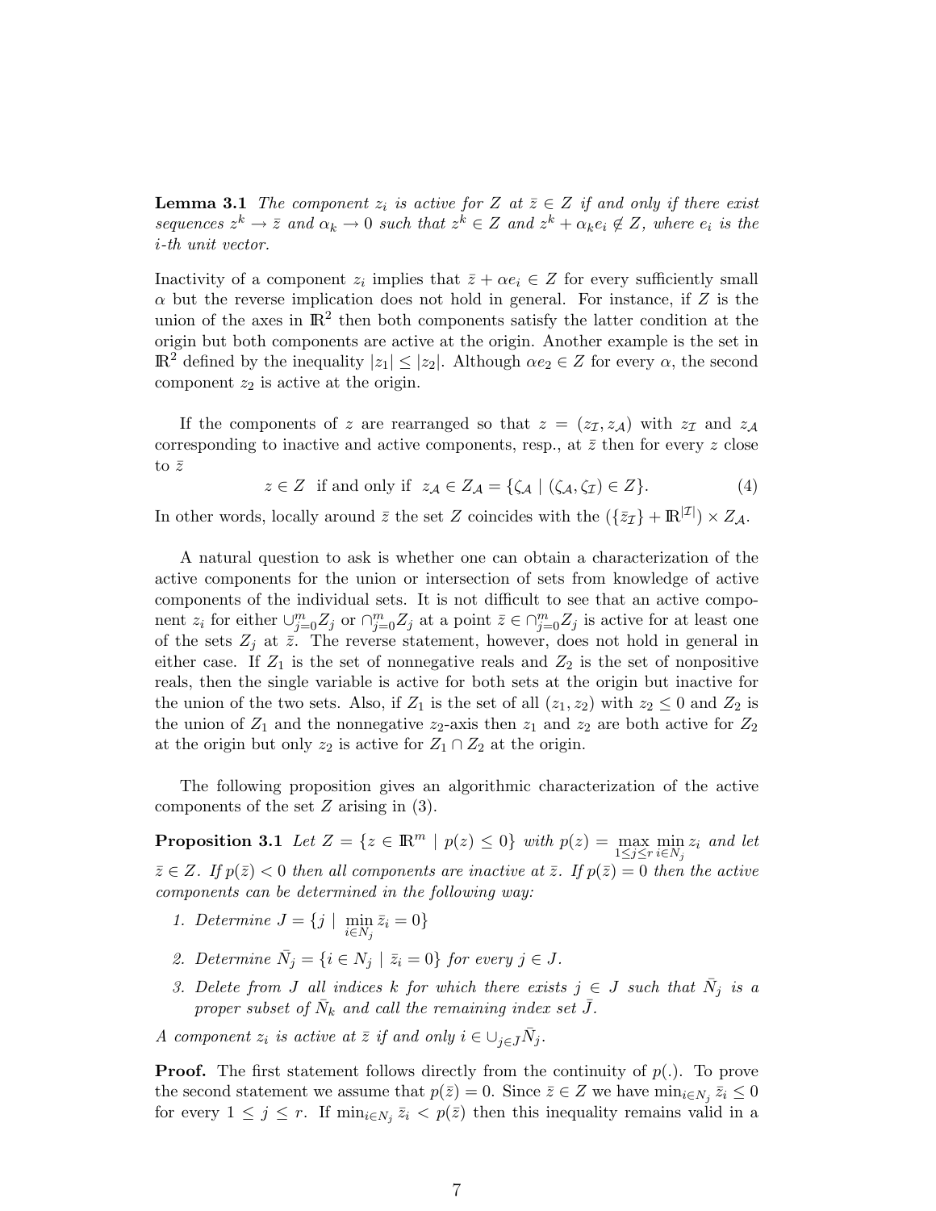**Lemma 3.1** *The component $z_i$ is active for $Z$ at $\bar{z} \in Z$ if and only if there exist sequences $z^k \to \bar{z}$ and $\alpha_k \to 0$ such that $z^k \in Z$ and $z^k + \alpha_k e_i \notin Z$, where $e_i$ is the $i$-th unit vector.*

Inactivity of a component $z_i$ implies that $\bar{z} + \alpha e_i \in Z$ for every sufficiently small $\alpha$ but the reverse implication does not hold in general. For instance, if $Z$ is the union of the axes in $\mathbb{R}^2$ then both components satisfy the latter condition at the origin but both components are active at the origin. Another example is the set in $\mathbb{R}^2$ defined by the inequality $|z_1| \leq |z_2|$. Although $\alpha e_2 \in Z$ for every $\alpha$, the second component $z_2$ is active at the origin.

If the components of $z$ are rearranged so that $z = (z_{\mathcal{I}}, z_{\mathcal{A}})$ with $z_{\mathcal{I}}$ and $z_{\mathcal{A}}$ corresponding to inactive and active components, resp., at $\bar{z}$ then for every $z$ close to $\bar{z}$

$$z \in Z \;\text{ if and only if }\; z_{\mathcal{A}} \in Z_{\mathcal{A}} = \{\zeta_{\mathcal{A}} \mid (\zeta_{\mathcal{A}}, \zeta_{\mathcal{I}}) \in Z\}. \tag{4}$$

In other words, locally around $\bar{z}$ the set $Z$ coincides with the $(\{\bar{z}_{\mathcal{I}}\} + \mathbb{R}^{|\mathcal{I}|}) \times Z_{\mathcal{A}}$.

A natural question to ask is whether one can obtain a characterization of the active components for the union or intersection of sets from knowledge of active components of the individual sets. It is not difficult to see that an active component $z_i$ for either $\cup_{j=0}^m Z_j$ or $\cap_{j=0}^m Z_j$ at a point $\bar{z} \in \cap_{j=0}^m Z_j$ is active for at least one of the sets $Z_j$ at $\bar{z}$. The reverse statement, however, does not hold in general in either case. If $Z_1$ is the set of nonnegative reals and $Z_2$ is the set of nonpositive reals, then the single variable is active for both sets at the origin but inactive for the union of the two sets. Also, if $Z_1$ is the set of all $(z_1, z_2)$ with $z_2 \leq 0$ and $Z_2$ is the union of $Z_1$ and the nonnegative $z_2$-axis then $z_1$ and $z_2$ are both active for $Z_2$ at the origin but only $z_2$ is active for $Z_1 \cap Z_2$ at the origin.

The following proposition gives an algorithmic characterization of the active components of the set $Z$ arising in (3).

**Proposition 3.1** *Let $Z = \{z \in \mathbb{R}^m \mid p(z) \leq 0\}$ with $p(z) = \max\limits_{1 \leq j \leq r} \min\limits_{i \in N_j} z_i$ and let $\bar{z} \in Z$. If $p(\bar{z}) < 0$ then all components are inactive at $\bar{z}$. If $p(\bar{z}) = 0$ then the active components can be determined in the following way:*

1. *Determine $J = \{j \mid \min\limits_{i \in N_j} \bar{z}_i = 0\}$*
2. *Determine $\bar{N}_j = \{i \in N_j \mid \bar{z}_i = 0\}$ for every $j \in J$.*
3. *Delete from $J$ all indices $k$ for which there exists $j \in J$ such that $\bar{N}_j$ is a proper subset of $\bar{N}_k$ and call the remaining index set $\bar{J}$.*

*A component $z_i$ is active at $\bar{z}$ if and only $i \in \cup_{j \in \bar{J}} \bar{N}_j$.*

**Proof.** The first statement follows directly from the continuity of $p(.)$. To prove the second statement we assume that $p(\bar{z}) = 0$. Since $\bar{z} \in Z$ we have $\min_{i \in N_j} \bar{z}_i \leq 0$ for every $1 \leq j \leq r$. If $\min_{i \in N_j} \bar{z}_i < p(\bar{z})$ then this inequality remains valid in a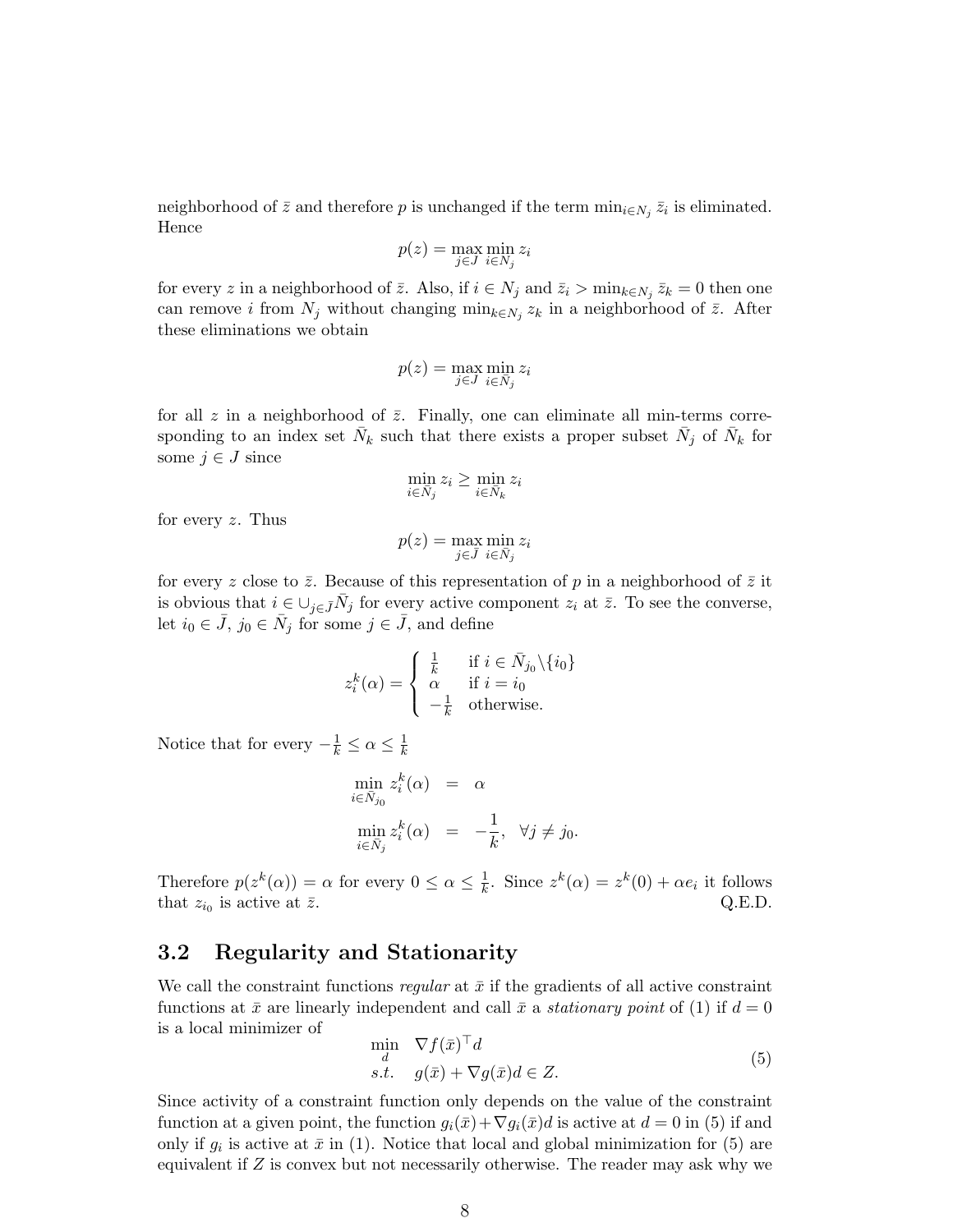neighborhood of $\bar{z}$ and therefore $p$ is unchanged if the term $\min_{i \in N_j} \bar{z}_i$ is eliminated. Hence

$$p(z) = \max_{j \in J} \min_{i \in N_j} z_i$$

for every $z$ in a neighborhood of $\bar{z}$. Also, if $i \in N_j$ and $\bar{z}_i > \min_{k \in N_j} \bar{z}_k = 0$ then one can remove $i$ from $N_j$ without changing $\min_{k \in N_j} z_k$ in a neighborhood of $\bar{z}$. After these eliminations we obtain

$$p(z) = \max_{j \in J} \min_{i \in \bar{N}_j} z_i$$

for all $z$ in a neighborhood of $\bar{z}$. Finally, one can eliminate all min-terms corresponding to an index set $\bar{N}_k$ such that there exists a proper subset $\bar{N}_j$ of $\bar{N}_k$ for some $j \in J$ since

$$\min_{i \in \bar{N}_j} z_i \geq \min_{i \in \bar{N}_k} z_i$$

for every $z$. Thus

$$p(z) = \max_{j \in \bar{J}} \min_{i \in \bar{N}_j} z_i$$

for every $z$ close to $\bar{z}$. Because of this representation of $p$ in a neighborhood of $\bar{z}$ it is obvious that $i \in \cup_{j \in \bar{J}} \bar{N}_j$ for every active component $z_i$ at $\bar{z}$. To see the converse, let $i_0 \in \bar{J}$, $j_0 \in \bar{N}_j$ for some $j \in \bar{J}$, and define

$$z_i^k(\alpha) = \begin{cases} \frac{1}{k} & \text{if } i \in \bar{N}_{j_0} \backslash \{i_0\} \\ \alpha & \text{if } i = i_0 \\ -\frac{1}{k} & \text{otherwise.} \end{cases}$$

Notice that for every $-\frac{1}{k} \leq \alpha \leq \frac{1}{k}$

$$\begin{aligned} \min_{i \in \bar{N}_{j_0}} z_i^k(\alpha) &= \alpha \\ \min_{i \in \bar{N}_j} z_i^k(\alpha) &= -\frac{1}{k}, \quad \forall j \neq j_0. \end{aligned}$$

Therefore $p(z^k(\alpha)) = \alpha$ for every $0 \leq \alpha \leq \frac{1}{k}$. Since $z^k(\alpha) = z^k(0) + \alpha e_i$ it follows that $z_{i_0}$ is active at $\bar{z}$. Q.E.D.

## 3.2 Regularity and Stationarity

We call the constraint functions *regular* at $\bar{x}$ if the gradients of all active constraint functions at $\bar{x}$ are linearly independent and call $\bar{x}$ a *stationary point* of (1) if $d = 0$ is a local minimizer of

$$\begin{aligned} \min_d \quad & \nabla f(\bar{x})^\top d \\ s.t. \quad & g(\bar{x}) + \nabla g(\bar{x}) d \in Z. \end{aligned} \tag{5}$$

Since activity of a constraint function only depends on the value of the constraint function at a given point, the function $g_i(\bar{x}) + \nabla g_i(\bar{x})d$ is active at $d = 0$ in (5) if and only if $g_i$ is active at $\bar{x}$ in (1). Notice that local and global minimization for (5) are equivalent if $Z$ is convex but not necessarily otherwise. The reader may ask why we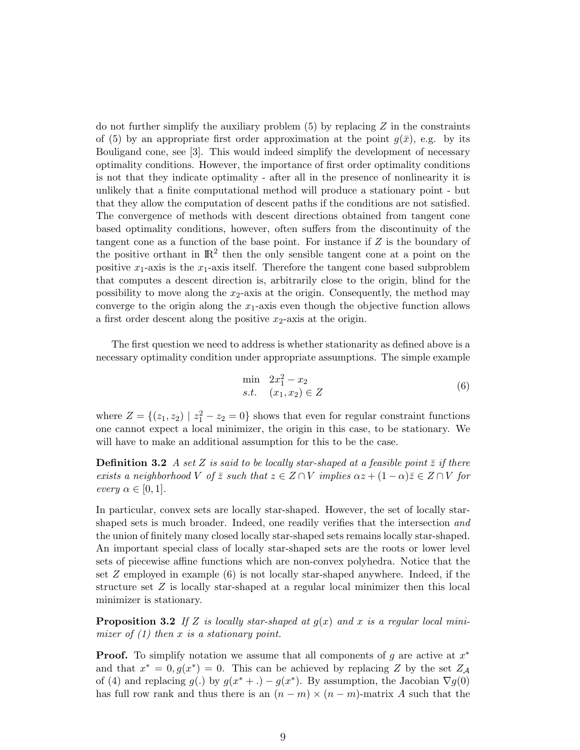do not further simplify the auxiliary problem (5) by replacing $Z$ in the constraints of (5) by an appropriate first order approximation at the point $g(\bar{x})$, e.g. by its Bouligand cone, see [3]. This would indeed simplify the development of necessary optimality conditions. However, the importance of first order optimality conditions is not that they indicate optimality - after all in the presence of nonlinearity it is unlikely that a finite computational method will produce a stationary point - but that they allow the computation of descent paths if the conditions are not satisfied. The convergence of methods with descent directions obtained from tangent cone based optimality conditions, however, often suffers from the discontinuity of the tangent cone as a function of the base point. For instance if $Z$ is the boundary of the positive orthant in $\mathbb{R}^2$ then the only sensible tangent cone at a point on the positive $x_1$-axis is the $x_1$-axis itself. Therefore the tangent cone based subproblem that computes a descent direction is, arbitrarily close to the origin, blind for the possibility to move along the $x_2$-axis at the origin. Consequently, the method may converge to the origin along the $x_1$-axis even though the objective function allows a first order descent along the positive $x_2$-axis at the origin.

The first question we need to address is whether stationarity as defined above is a necessary optimality condition under appropriate assumptions. The simple example

$$
\begin{array}{ll}
\min & 2x_1^2 - x_2 \\
s.t. & (x_1, x_2) \in Z
\end{array}
\tag{6}
$$

where $Z = \{(z_1, z_2) \mid z_1^2 - z_2 = 0\}$ shows that even for regular constraint functions one cannot expect a local minimizer, the origin in this case, to be stationary. We will have to make an additional assumption for this to be the case.

**Definition 3.2** *A set $Z$ is said to be locally star-shaped at a feasible point $\bar{z}$ if there exists a neighborhood $V$ of $\bar{z}$ such that $z \in Z \cap V$ implies $\alpha z + (1 - \alpha)\bar{z} \in Z \cap V$ for every $\alpha \in [0, 1]$.*

In particular, convex sets are locally star-shaped. However, the set of locally star-shaped sets is much broader. Indeed, one readily verifies that the intersection *and* the union of finitely many closed locally star-shaped sets remains locally star-shaped. An important special class of locally star-shaped sets are the roots or lower level sets of piecewise affine functions which are non-convex polyhedra. Notice that the set $Z$ employed in example (6) is not locally star-shaped anywhere. Indeed, if the structure set $Z$ is locally star-shaped at a regular local minimizer then this local minimizer is stationary.

**Proposition 3.2** *If $Z$ is locally star-shaped at $g(x)$ and $x$ is a regular local minimizer of (1) then $x$ is a stationary point.*

**Proof.** To simplify notation we assume that all components of $g$ are active at $x^*$ and that $x^* = 0, g(x^*) = 0$. This can be achieved by replacing $Z$ by the set $Z_{\mathcal{A}}$ of (4) and replacing $g(.)$ by $g(x^* + .) - g(x^*)$. By assumption, the Jacobian $\nabla g(0)$ has full row rank and thus there is an $(n - m) \times (n - m)$-matrix $A$ such that the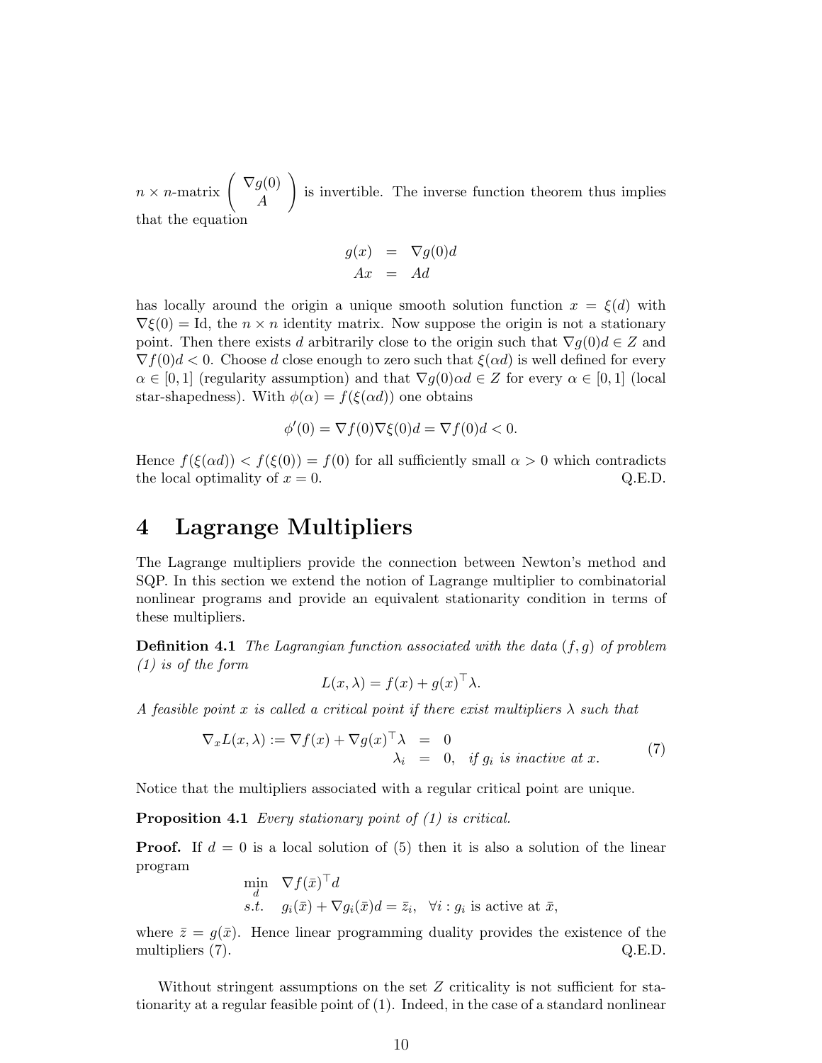$n \times n$-matrix $\begin{pmatrix} \nabla g(0) \\ A \end{pmatrix}$ is invertible. The inverse function theorem thus implies that the equation

$$\begin{aligned} g(x) &= \nabla g(0)d \\ Ax &= Ad \end{aligned}$$

has locally around the origin a unique smooth solution function $x = \xi(d)$ with $\nabla \xi(0) = \text{Id}$, the $n \times n$ identity matrix. Now suppose the origin is not a stationary point. Then there exists $d$ arbitrarily close to the origin such that $\nabla g(0)d \in Z$ and $\nabla f(0)d < 0$. Choose $d$ close enough to zero such that $\xi(\alpha d)$ is well defined for every $\alpha \in [0, 1]$ (regularity assumption) and that $\nabla g(0)\alpha d \in Z$ for every $\alpha \in [0, 1]$ (local star-shapedness). With $\phi(\alpha) = f(\xi(\alpha d))$ one obtains

$$\phi'(0) = \nabla f(0)\nabla \xi(0)d = \nabla f(0)d < 0.$$

Hence $f(\xi(\alpha d)) < f(\xi(0)) = f(0)$ for all sufficiently small $\alpha > 0$ which contradicts the local optimality of $x = 0$. Q.E.D.

# 4 Lagrange Multipliers

The Lagrange multipliers provide the connection between Newton's method and SQP. In this section we extend the notion of Lagrange multiplier to combinatorial nonlinear programs and provide an equivalent stationarity condition in terms of these multipliers.

**Definition 4.1** *The Lagrangian function associated with the data $(f, g)$ of problem (1) is of the form*

$$L(x, \lambda) = f(x) + g(x)^\top \lambda.$$

*A feasible point $x$ is called a critical point if there exist multipliers $\lambda$ such that*

$$\begin{aligned} \nabla_x L(x, \lambda) := \nabla f(x) + \nabla g(x)^\top \lambda &= 0 \\ \lambda_i &= 0, \quad \text{if } g_i \text{ is inactive at } x. \end{aligned} \tag{7}$$

Notice that the multipliers associated with a regular critical point are unique.

**Proposition 4.1** *Every stationary point of (1) is critical.*

**Proof.** If $d = 0$ is a local solution of (5) then it is also a solution of the linear program

$$\begin{aligned} \min_d \quad & \nabla f(\bar{x})^\top d \\ s.t. \quad & g_i(\bar{x}) + \nabla g_i(\bar{x})d = \bar{z}_i, \quad \forall i : g_i \text{ is active at } \bar{x}, \end{aligned}$$

where $\bar{z} = g(\bar{x})$. Hence linear programming duality provides the existence of the multipliers (7). Q.E.D.

Without stringent assumptions on the set $Z$ criticality is not sufficient for stationarity at a regular feasible point of (1). Indeed, in the case of a standard nonlinear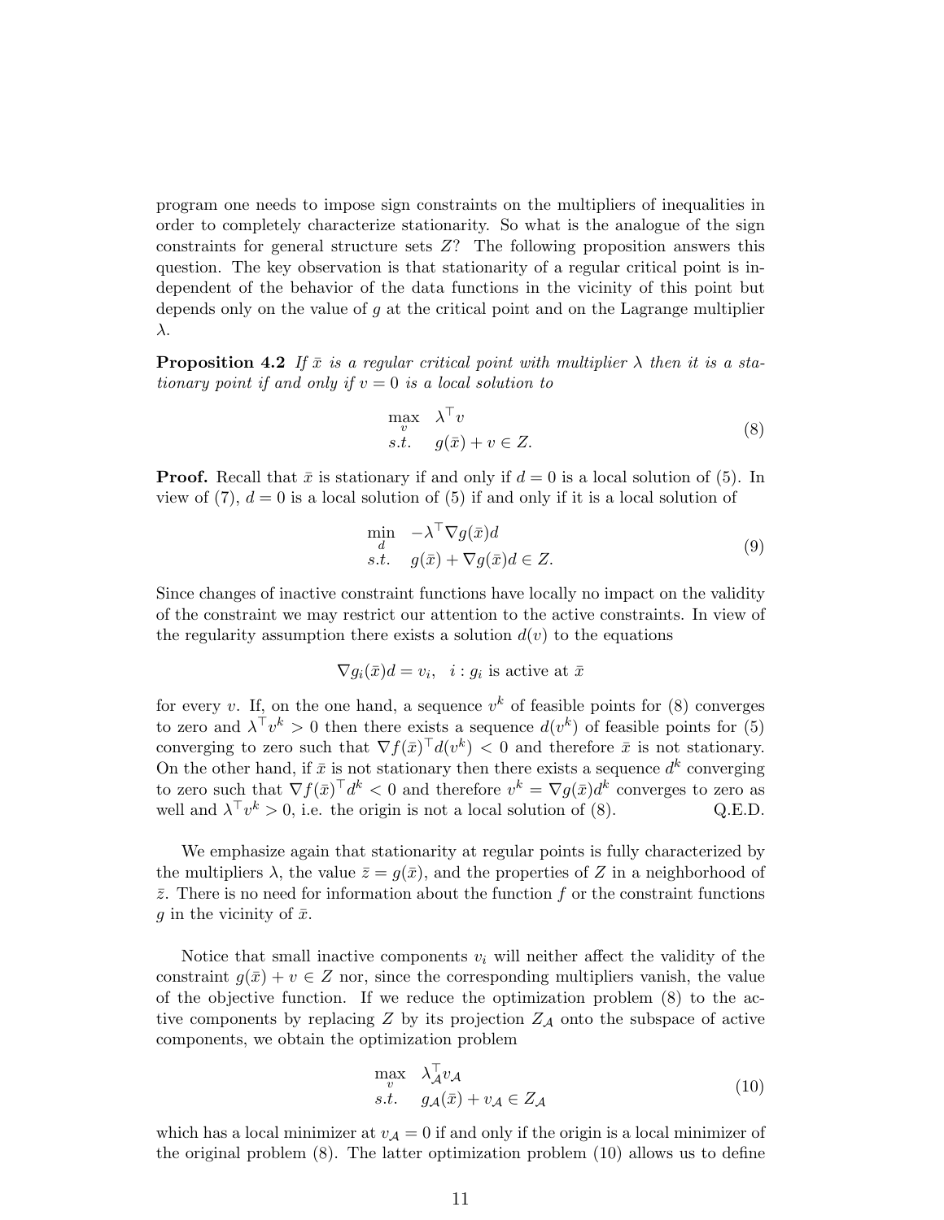program one needs to impose sign constraints on the multipliers of inequalities in order to completely characterize stationarity. So what is the analogue of the sign constraints for general structure sets $Z$? The following proposition answers this question. The key observation is that stationarity of a regular critical point is independent of the behavior of the data functions in the vicinity of this point but depends only on the value of $g$ at the critical point and on the Lagrange multiplier $\lambda$.

**Proposition 4.2** *If $\bar{x}$ is a regular critical point with multiplier $\lambda$ then it is a stationary point if and only if $v = 0$ is a local solution to*

$$
\begin{array}{ll}
\max\limits_{v} & \lambda^\top v \\
s.t. & g(\bar{x}) + v \in Z.
\end{array} \tag{8}
$$

**Proof.** Recall that $\bar{x}$ is stationary if and only if $d = 0$ is a local solution of (5). In view of (7), $d = 0$ is a local solution of (5) if and only if it is a local solution of

$$
\begin{array}{ll}
\min\limits_{d} & -\lambda^\top \nabla g(\bar{x}) d \\
s.t. & g(\bar{x}) + \nabla g(\bar{x}) d \in Z.
\end{array} \tag{9}
$$

Since changes of inactive constraint functions have locally no impact on the validity of the constraint we may restrict our attention to the active constraints. In view of the regularity assumption there exists a solution $d(v)$ to the equations

$$
\nabla g_i(\bar{x}) d = v_i, \quad i : g_i \text{ is active at } \bar{x}
$$

for every $v$. If, on the one hand, a sequence $v^k$ of feasible points for (8) converges to zero and $\lambda^\top v^k > 0$ then there exists a sequence $d(v^k)$ of feasible points for (5) converging to zero such that $\nabla f(\bar{x})^\top d(v^k) < 0$ and therefore $\bar{x}$ is not stationary. On the other hand, if $\bar{x}$ is not stationary then there exists a sequence $d^k$ converging to zero such that $\nabla f(\bar{x})^\top d^k < 0$ and therefore $v^k = \nabla g(\bar{x}) d^k$ converges to zero as well and $\lambda^\top v^k > 0$, i.e. the origin is not a local solution of (8). Q.E.D.

We emphasize again that stationarity at regular points is fully characterized by the multipliers $\lambda$, the value $\bar{z} = g(\bar{x})$, and the properties of $Z$ in a neighborhood of $\bar{z}$. There is no need for information about the function $f$ or the constraint functions $g$ in the vicinity of $\bar{x}$.

Notice that small inactive components $v_i$ will neither affect the validity of the constraint $g(\bar{x}) + v \in Z$ nor, since the corresponding multipliers vanish, the value of the objective function. If we reduce the optimization problem (8) to the active components by replacing $Z$ by its projection $Z_{\mathcal{A}}$ onto the subspace of active components, we obtain the optimization problem

$$
\begin{array}{ll}
\max\limits_{v} & \lambda_{\mathcal{A}}^\top v_{\mathcal{A}} \\
s.t. & g_{\mathcal{A}}(\bar{x}) + v_{\mathcal{A}} \in Z_{\mathcal{A}}
\end{array} \tag{10}
$$

which has a local minimizer at $v_{\mathcal{A}} = 0$ if and only if the origin is a local minimizer of the original problem (8). The latter optimization problem (10) allows us to define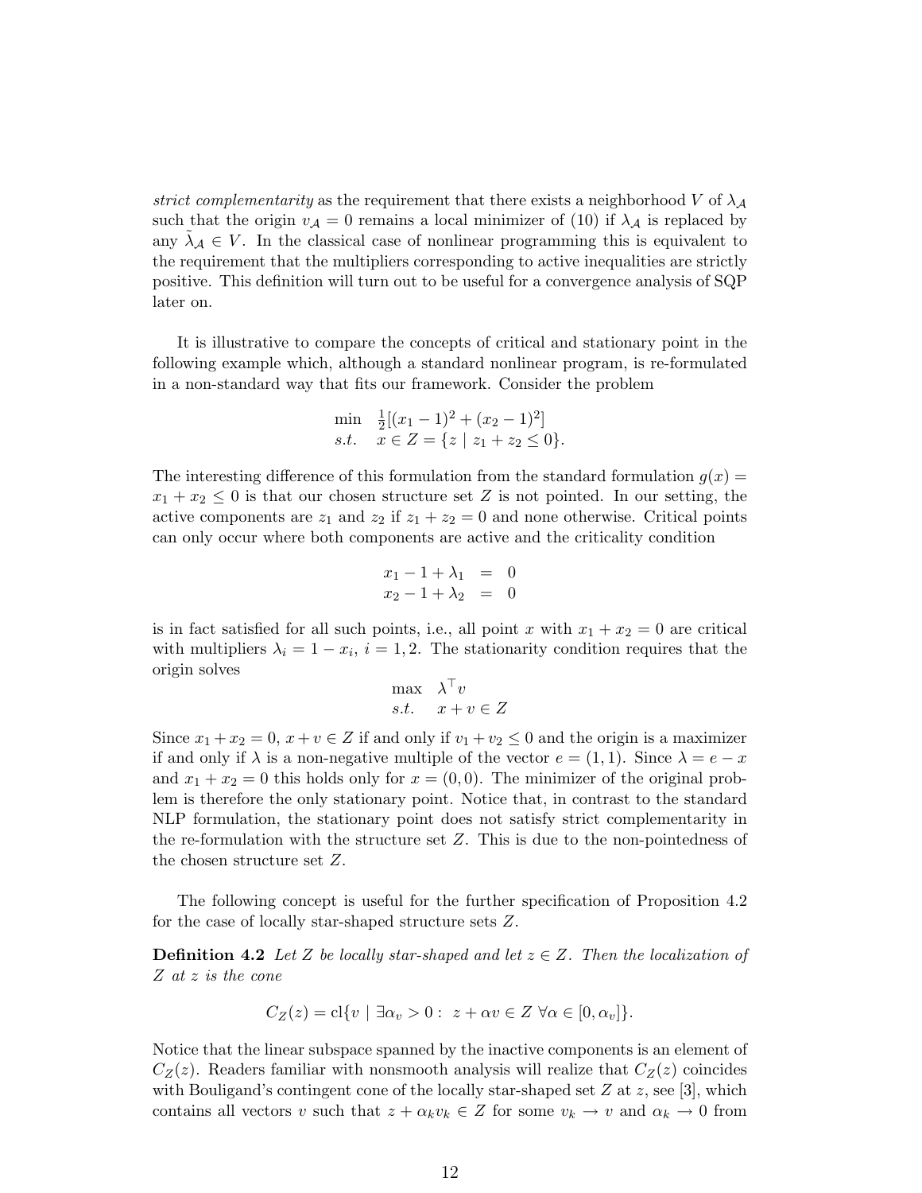*strict complementarity* as the requirement that there exists a neighborhood $V$ of $\lambda_{\mathcal{A}}$ such that the origin $v_{\mathcal{A}} = 0$ remains a local minimizer of (10) if $\lambda_{\mathcal{A}}$ is replaced by any $\tilde{\lambda}_{\mathcal{A}} \in V$. In the classical case of nonlinear programming this is equivalent to the requirement that the multipliers corresponding to active inequalities are strictly positive. This definition will turn out to be useful for a convergence analysis of SQP later on.

It is illustrative to compare the concepts of critical and stationary point in the following example which, although a standard nonlinear program, is re-formulated in a non-standard way that fits our framework. Consider the problem

$$
\begin{array}{ll}
\min & \frac{1}{2}[(x_1 - 1)^2 + (x_2 - 1)^2] \\
s.t. & x \in Z = \{z \mid z_1 + z_2 \leq 0\}.
\end{array}
$$

The interesting difference of this formulation from the standard formulation $g(x) = x_1 + x_2 \leq 0$ is that our chosen structure set $Z$ is not pointed. In our setting, the active components are $z_1$ and $z_2$ if $z_1 + z_2 = 0$ and none otherwise. Critical points can only occur where both components are active and the criticality condition

$$
\begin{array}{rcl}
x_1 - 1 + \lambda_1 & = & 0 \\
x_2 - 1 + \lambda_2 & = & 0
\end{array}
$$

is in fact satisfied for all such points, i.e., all point $x$ with $x_1 + x_2 = 0$ are critical with multipliers $\lambda_i = 1 - x_i$, $i = 1, 2$. The stationarity condition requires that the origin solves

$$
\begin{array}{ll}
\max & \lambda^\top v \\
s.t. & x + v \in Z
\end{array}
$$

Since $x_1 + x_2 = 0$, $x + v \in Z$ if and only if $v_1 + v_2 \leq 0$ and the origin is a maximizer if and only if $\lambda$ is a non-negative multiple of the vector $e = (1, 1)$. Since $\lambda = e - x$ and $x_1 + x_2 = 0$ this holds only for $x = (0, 0)$. The minimizer of the original problem is therefore the only stationary point. Notice that, in contrast to the standard NLP formulation, the stationary point does not satisfy strict complementarity in the re-formulation with the structure set $Z$. This is due to the non-pointedness of the chosen structure set $Z$.

The following concept is useful for the further specification of Proposition 4.2 for the case of locally star-shaped structure sets $Z$.

**Definition 4.2** *Let $Z$ be locally star-shaped and let $z \in Z$. Then the localization of $Z$ at $z$ is the cone*

$$
C_Z(z) = \text{cl}\{v \mid \exists \alpha_v > 0 : \; z + \alpha v \in Z \; \forall \alpha \in [0, \alpha_v]\}.
$$

Notice that the linear subspace spanned by the inactive components is an element of $C_Z(z)$. Readers familiar with nonsmooth analysis will realize that $C_Z(z)$ coincides with Bouligand's contingent cone of the locally star-shaped set $Z$ at $z$, see [3], which contains all vectors $v$ such that $z + \alpha_k v_k \in Z$ for some $v_k \to v$ and $\alpha_k \to 0$ from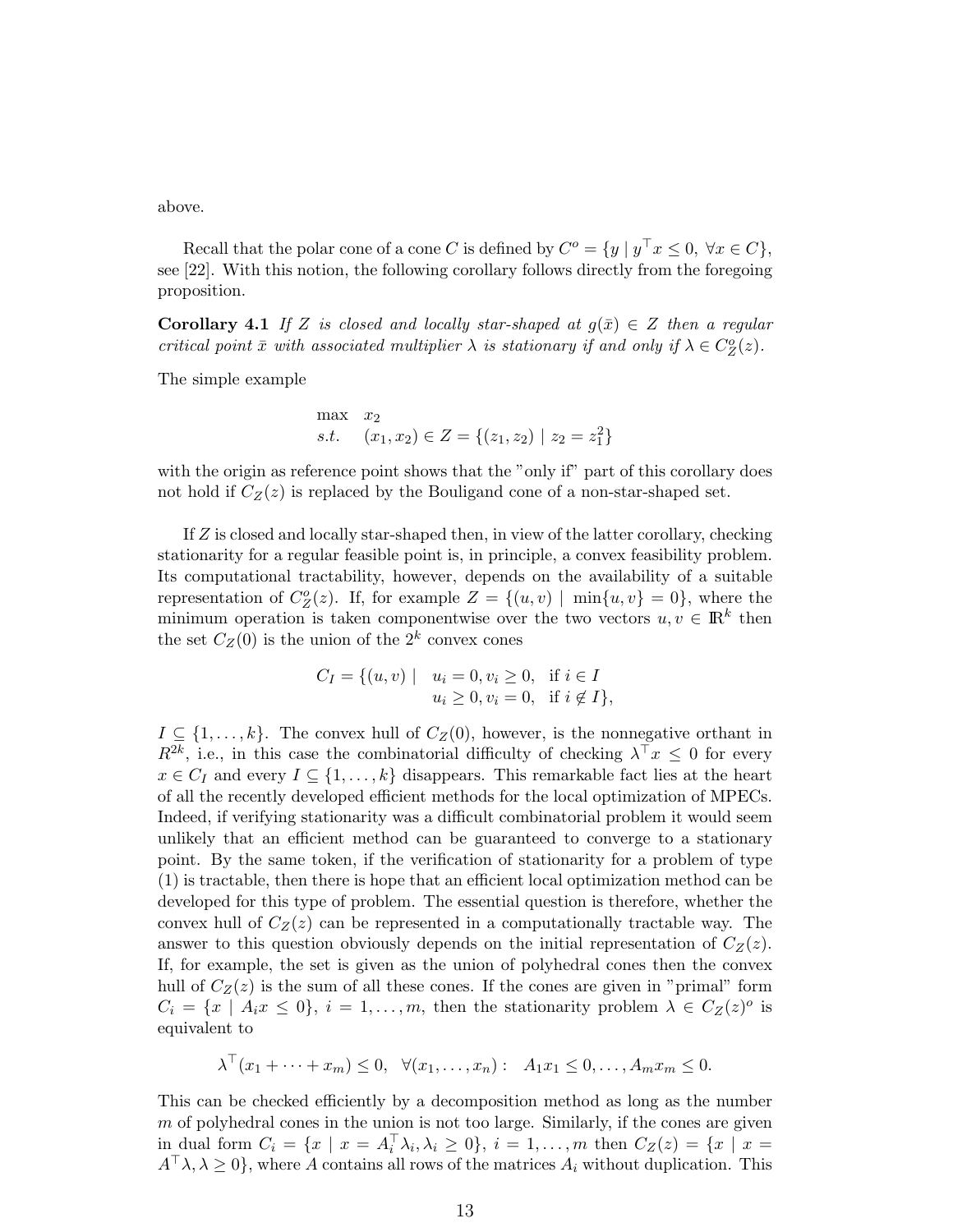above.

Recall that the polar cone of a cone $C$ is defined by $C^o = \{y \mid y^\top x \le 0, \ \forall x \in C\}$, see [22]. With this notion, the following corollary follows directly from the foregoing proposition.

**Corollary 4.1** *If $Z$ is closed and locally star-shaped at $g(\bar{x}) \in Z$ then a regular critical point $\bar{x}$ with associated multiplier $\lambda$ is stationary if and only if $\lambda \in C_Z^o(z)$.*

The simple example

$$
\begin{array}{ll}
\max & x_2 \\
s.t. & (x_1, x_2) \in Z = \{(z_1, z_2) \mid z_2 = z_1^2\}
\end{array}
$$

with the origin as reference point shows that the "only if" part of this corollary does not hold if $C_Z(z)$ is replaced by the Bouligand cone of a non-star-shaped set.

If $Z$ is closed and locally star-shaped then, in view of the latter corollary, checking stationarity for a regular feasible point is, in principle, a convex feasibility problem. Its computational tractability, however, depends on the availability of a suitable representation of $C_Z^o(z)$. If, for example $Z = \{(u, v) \mid \min\{u, v\} = 0\}$, where the minimum operation is taken componentwise over the two vectors $u, v \in \mathbb{R}^k$ then the set $C_Z(0)$ is the union of the $2^k$ convex cones

$$
C_I = \{(u, v) \mid \begin{array}{ll} u_i = 0, v_i \ge 0, & \text{if } i \in I \\ u_i \ge 0, v_i = 0, & \text{if } i \notin I\}, \end{array}
$$

$I \subseteq \{1, \ldots, k\}$. The convex hull of $C_Z(0)$, however, is the nonnegative orthant in $R^{2k}$, i.e., in this case the combinatorial difficulty of checking $\lambda^\top x \le 0$ for every $x \in C_I$ and every $I \subseteq \{1, \ldots, k\}$ disappears. This remarkable fact lies at the heart of all the recently developed efficient methods for the local optimization of MPECs. Indeed, if verifying stationarity was a difficult combinatorial problem it would seem unlikely that an efficient method can be guaranteed to converge to a stationary point. By the same token, if the verification of stationarity for a problem of type (1) is tractable, then there is hope that an efficient local optimization method can be developed for this type of problem. The essential question is therefore, whether the convex hull of $C_Z(z)$ can be represented in a computationally tractable way. The answer to this question obviously depends on the initial representation of $C_Z(z)$. If, for example, the set is given as the union of polyhedral cones then the convex hull of $C_Z(z)$ is the sum of all these cones. If the cones are given in "primal" form $C_i = \{x \mid A_i x \le 0\}$, $i = 1, \ldots, m$, then the stationarity problem $\lambda \in C_Z(z)^o$ is equivalent to

$$
\lambda^\top (x_1 + \cdots + x_m) \le 0, \quad \forall (x_1, \ldots, x_n) : \quad A_1 x_1 \le 0, \ldots, A_m x_m \le 0.
$$

This can be checked efficiently by a decomposition method as long as the number $m$ of polyhedral cones in the union is not too large. Similarly, if the cones are given in dual form $C_i = \{x \mid x = A_i^\top \lambda_i, \lambda_i \ge 0\}$, $i = 1, \ldots, m$ then $C_Z(z) = \{x \mid x = A^\top \lambda, \lambda \ge 0\}$, where $A$ contains all rows of the matrices $A_i$ without duplication. This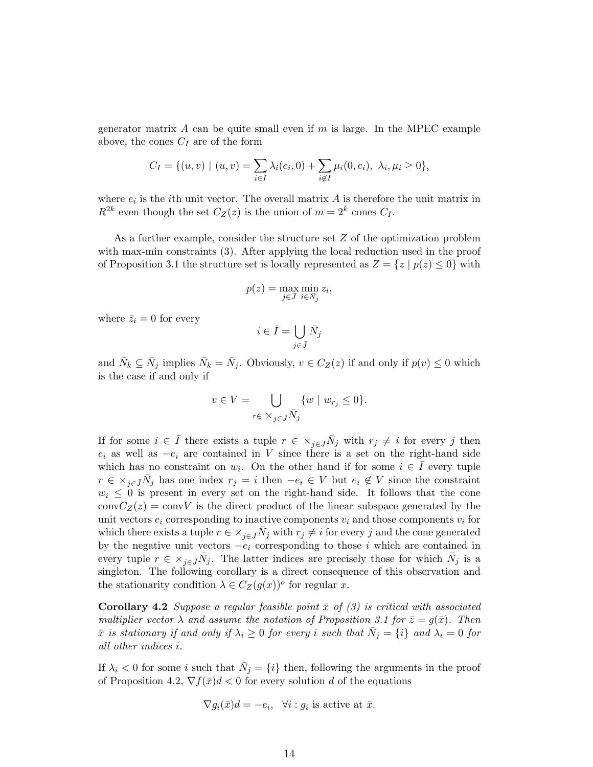generator matrix $A$ can be quite small even if $m$ is large. In the MPEC example above, the cones $C_I$ are of the form

$$C_I = \{(u, v) \mid (u, v) = \sum_{i \in I} \lambda_i (e_i, 0) + \sum_{i \notin I} \mu_i (0, e_i),\ \lambda_i, \mu_i \geq 0\},$$

where $e_i$ is the $i$th unit vector. The overall matrix $A$ is therefore the unit matrix in $R^{2k}$ even though the set $C_Z(z)$ is the union of $m = 2^k$ cones $C_I$.

As a further example, consider the structure set $Z$ of the optimization problem with max-min constraints (3). After applying the local reduction used in the proof of Proposition 3.1 the structure set is locally represented as $Z = \{z \mid p(z) \leq 0\}$ with

$$p(z) = \max_{j \in \bar{J}} \min_{i \in \bar{N}_j} z_i,$$

where $\bar{z}_i = 0$ for every

$$i \in \bar{I} = \bigcup_{j \in \bar{J}} \bar{N}_j$$

and $\bar{N}_k \subseteq \bar{N}_j$ implies $\bar{N}_k = \bar{N}_j$. Obviously, $v \in C_Z(z)$ if and only if $p(v) \leq 0$ which is the case if and only if

$$v \in V = \bigcup_{r \in \times_{j \in \bar{J}} \bar{N}_j} \{w \mid w_{r_j} \leq 0\}.$$

If for some $i \in \bar{I}$ there exists a tuple $r \in \times_{j \in \bar{J}} \bar{N}_j$ with $r_j \neq i$ for every $j$ then $e_i$ as well as $-e_i$ are contained in $V$ since there is a set on the right-hand side which has no constraint on $w_i$. On the other hand if for some $i \in \bar{I}$ every tuple $r \in \times_{j \in \bar{J}} \bar{N}_j$ has one index $r_j = i$ then $-e_i \in V$ but $e_i \notin V$ since the constraint $w_i \leq 0$ is present in every set on the right-hand side. It follows that the cone $\text{conv} C_Z(z) = \text{conv} V$ is the direct product of the linear subspace generated by the unit vectors $e_i$ corresponding to inactive components $v_i$ and those components $v_i$ for which there exists a tuple $r \in \times_{j \in \bar{J}} \bar{N}_j$ with $r_j \neq i$ for every $j$ and the cone generated by the negative unit vectors $-e_i$ corresponding to those $i$ which are contained in every tuple $r \in \times_{j \in \bar{J}} \bar{N}_j$. The latter indices are precisely those for which $\bar{N}_j$ is a singleton. The following corollary is a direct consequence of this observation and the stationarity condition $\lambda \in C_Z(g(x))^o$ for regular $x$.

**Corollary 4.2** *Suppose a regular feasible point $\bar{x}$ of (3) is critical with associated multiplier vector $\lambda$ and assume the notation of Proposition 3.1 for $\bar{z} = g(\bar{x})$. Then $\bar{x}$ is stationary if and only if $\lambda_i \geq 0$ for every $i$ such that $\bar{N}_j = \{i\}$ and $\lambda_i = 0$ for all other indices $i$.*

If $\lambda_i < 0$ for some $i$ such that $\bar{N}_j = \{i\}$ then, following the arguments in the proof of Proposition 4.2, $\nabla f(\bar{x}) d < 0$ for every solution $d$ of the equations

$$\nabla g_i(\bar{x}) d = -e_i, \quad \forall i : g_i \text{ is active at } \bar{x}.$$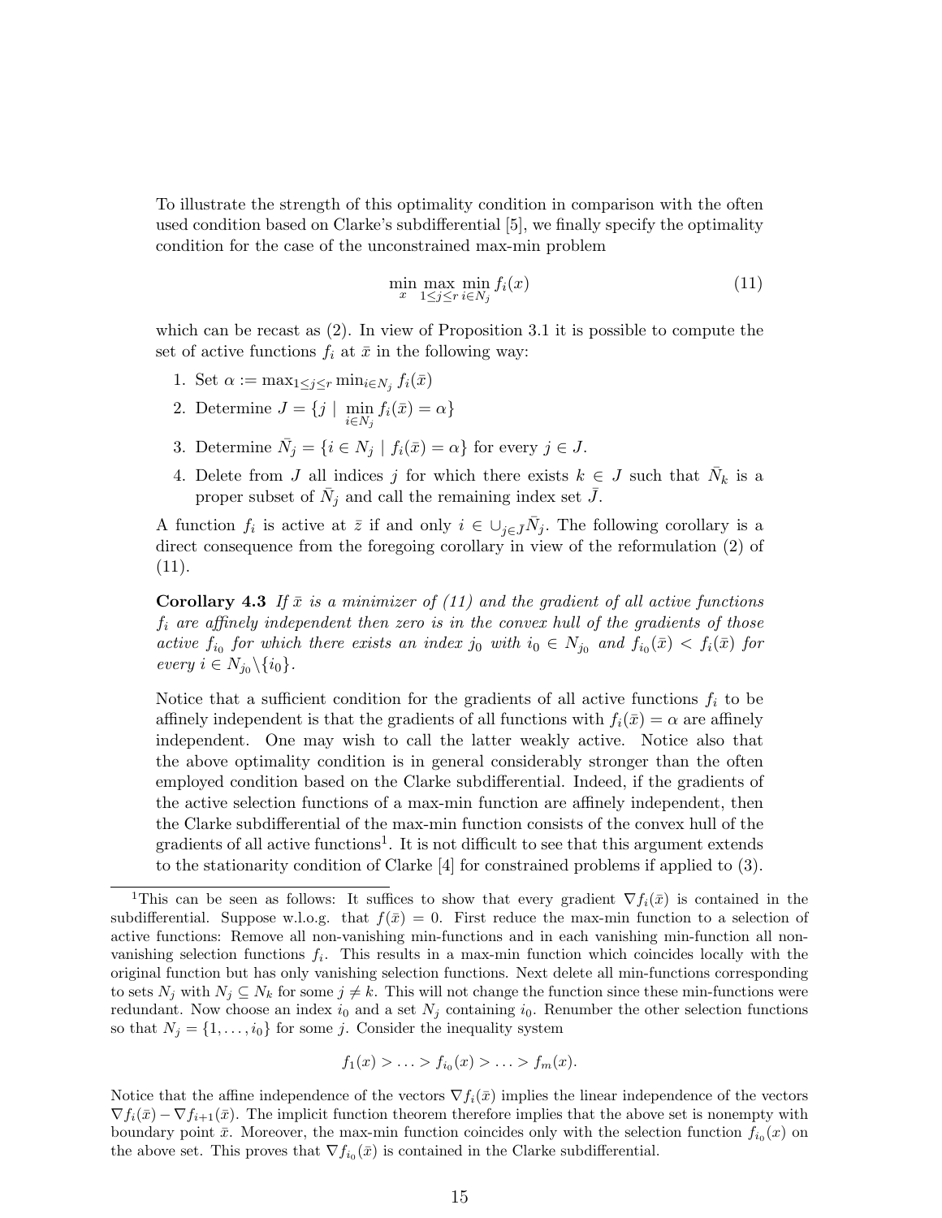To illustrate the strength of this optimality condition in comparison with the often used condition based on Clarke's subdifferential [5], we finally specify the optimality condition for the case of the unconstrained max-min problem

$$\min_x \max_{1\le j\le r} \min_{i\in N_j} f_i(x) \tag{11}$$

which can be recast as (2). In view of Proposition 3.1 it is possible to compute the set of active functions $f_i$ at $\bar{x}$ in the following way:

1. Set $\alpha := \max_{1\le j\le r} \min_{i\in N_j} f_i(\bar{x})$
2. Determine $J = \{j \mid \min_{i\in N_j} f_i(\bar{x}) = \alpha\}$
3. Determine $\bar{N}_j = \{i \in N_j \mid f_i(\bar{x}) = \alpha\}$ for every $j \in J$.
4. Delete from $J$ all indices $j$ for which there exists $k \in J$ such that $\bar{N}_k$ is a proper subset of $\bar{N}_j$ and call the remaining index set $\bar{J}$.

A function $f_i$ is active at $\bar{z}$ if and only $i \in \cup_{j\in \bar{J}} \bar{N}_j$. The following corollary is a direct consequence from the foregoing corollary in view of the reformulation (2) of (11).

**Corollary 4.3** *If $\bar{x}$ is a minimizer of (11) and the gradient of all active functions $f_i$ are affinely independent then zero is in the convex hull of the gradients of those active $f_{i_0}$ for which there exists an index $j_0$ with $i_0 \in N_{j_0}$ and $f_{i_0}(\bar{x}) < f_i(\bar{x})$ for every $i \in N_{j_0}\backslash\{i_0\}$.*

Notice that a sufficient condition for the gradients of all active functions $f_i$ to be affinely independent is that the gradients of all functions with $f_i(\bar{x}) = \alpha$ are affinely independent. One may wish to call the latter weakly active. Notice also that the above optimality condition is in general considerably stronger than the often employed condition based on the Clarke subdifferential. Indeed, if the gradients of the active selection functions of a max-min function are affinely independent, then the Clarke subdifferential of the max-min function consists of the convex hull of the gradients of all active functions[1]. It is not difficult to see that this argument extends to the stationarity condition of Clarke [4] for constrained problems if applied to (3).

[1]This can be seen as follows: It suffices to show that every gradient $\nabla f_i(\bar{x})$ is contained in the subdifferential. Suppose w.l.o.g. that $f(\bar{x}) = 0$. First reduce the max-min function to a selection of active functions: Remove all non-vanishing min-functions and in each vanishing min-function all non-vanishing selection functions $f_i$. This results in a max-min function which coincides locally with the original function but has only vanishing selection functions. Next delete all min-functions corresponding to sets $N_j$ with $N_j \subseteq N_k$ for some $j \neq k$. This will not change the function since these min-functions were redundant. Now choose an index $i_0$ and a set $N_j$ containing $i_0$. Renumber the other selection functions so that $N_j = \{1, \ldots, i_0\}$ for some $j$. Consider the inequality system

$$f_1(x) > \ldots > f_{i_0}(x) > \ldots > f_m(x).$$

Notice that the affine independence of the vectors $\nabla f_i(\bar{x})$ implies the linear independence of the vectors $\nabla f_i(\bar{x}) - \nabla f_{i+1}(\bar{x})$. The implicit function theorem therefore implies that the above set is nonempty with boundary point $\bar{x}$. Moreover, the max-min function coincides only with the selection function $f_{i_0}(x)$ on the above set. This proves that $\nabla f_{i_0}(\bar{x})$ is contained in the Clarke subdifferential.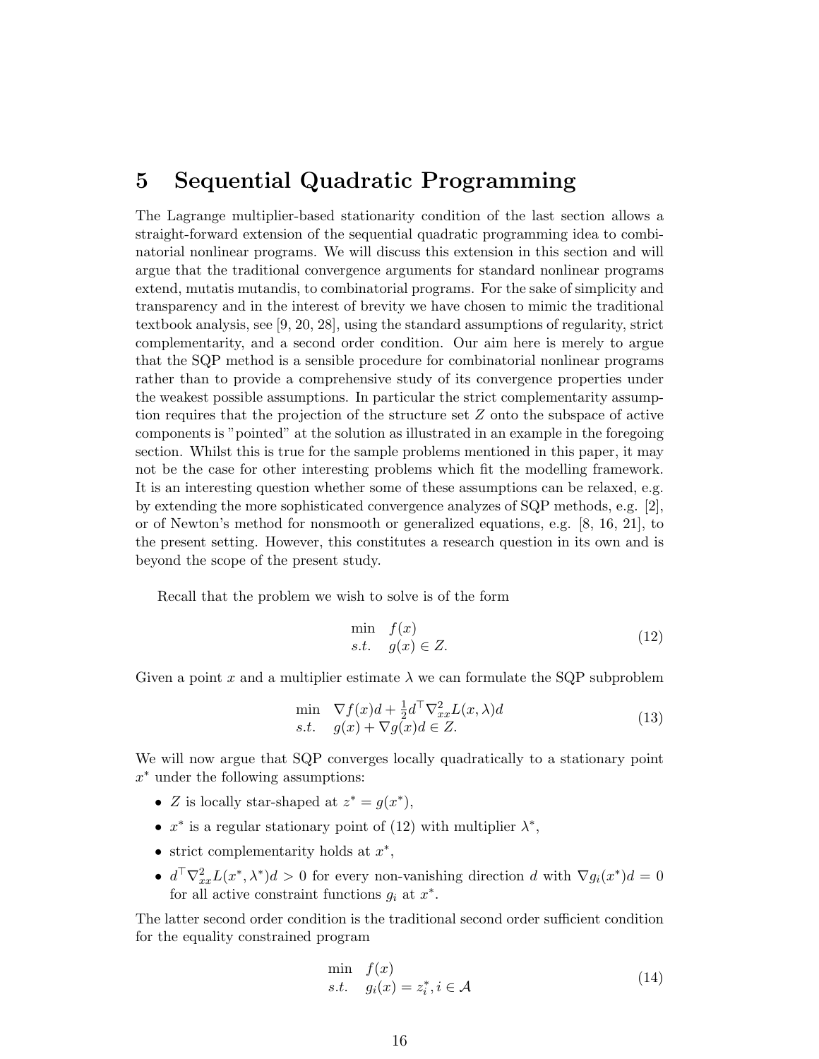# 5 Sequential Quadratic Programming

The Lagrange multiplier-based stationarity condition of the last section allows a straight-forward extension of the sequential quadratic programming idea to combinatorial nonlinear programs. We will discuss this extension in this section and will argue that the traditional convergence arguments for standard nonlinear programs extend, mutatis mutandis, to combinatorial programs. For the sake of simplicity and transparency and in the interest of brevity we have chosen to mimic the traditional textbook analysis, see [9, 20, 28], using the standard assumptions of regularity, strict complementarity, and a second order condition. Our aim here is merely to argue that the SQP method is a sensible procedure for combinatorial nonlinear programs rather than to provide a comprehensive study of its convergence properties under the weakest possible assumptions. In particular the strict complementarity assumption requires that the projection of the structure set $Z$ onto the subspace of active components is "pointed" at the solution as illustrated in an example in the foregoing section. Whilst this is true for the sample problems mentioned in this paper, it may not be the case for other interesting problems which fit the modelling framework. It is an interesting question whether some of these assumptions can be relaxed, e.g. by extending the more sophisticated convergence analyzes of SQP methods, e.g. [2], or of Newton's method for nonsmooth or generalized equations, e.g. [8, 16, 21], to the present setting. However, this constitutes a research question in its own and is beyond the scope of the present study.

Recall that the problem we wish to solve is of the form

$$
\begin{array}{ll}
\min & f(x) \\
s.t. & g(x) \in Z.
\end{array}
\tag{12}
$$

Given a point $x$ and a multiplier estimate $\lambda$ we can formulate the SQP subproblem

$$
\begin{array}{ll}
\min & \nabla f(x)d + \frac{1}{2}d^\top \nabla^2_{xx}L(x,\lambda)d \\
s.t. & g(x) + \nabla g(x)d \in Z.
\end{array}
\tag{13}
$$

We will now argue that SQP converges locally quadratically to a stationary point $x^*$ under the following assumptions:

- $Z$ is locally star-shaped at $z^* = g(x^*)$,
- $x^*$ is a regular stationary point of (12) with multiplier $\lambda^*$,
- strict complementarity holds at $x^*$,
- $d^\top \nabla^2_{xx}L(x^*,\lambda^*)d > 0$ for every non-vanishing direction $d$ with $\nabla g_i(x^*)d = 0$ for all active constraint functions $g_i$ at $x^*$.

The latter second order condition is the traditional second order sufficient condition for the equality constrained program

$$
\begin{array}{ll}
\min & f(x) \\
s.t. & g_i(x) = z_i^*, i \in \mathcal{A}
\end{array}
\tag{14}
$$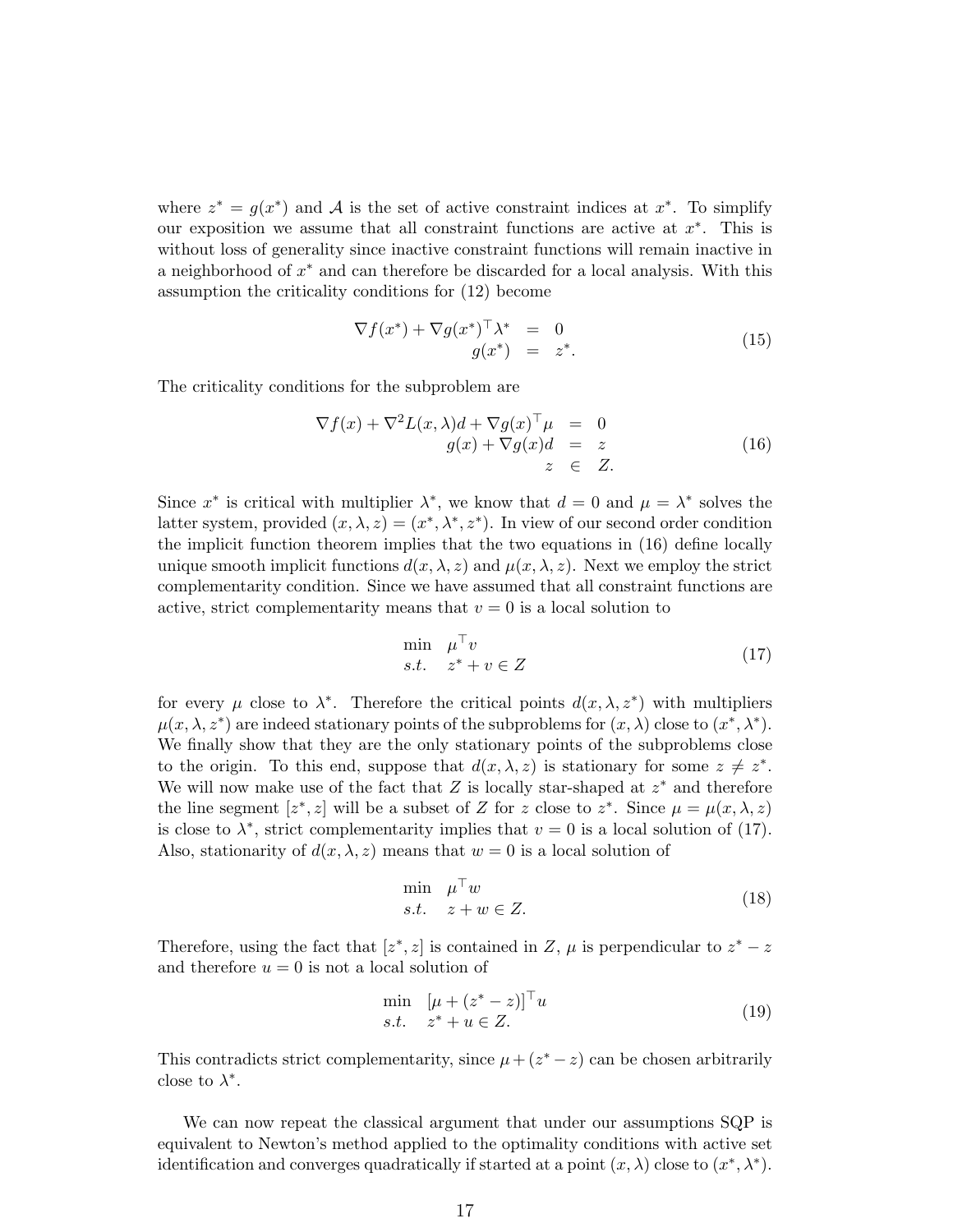where $z^* = g(x^*)$ and $\mathcal{A}$ is the set of active constraint indices at $x^*$. To simplify our exposition we assume that all constraint functions are active at $x^*$. This is without loss of generality since inactive constraint functions will remain inactive in a neighborhood of $x^*$ and can therefore be discarded for a local analysis. With this assumption the criticality conditions for (12) become

$$
\begin{aligned}
\nabla f(x^*) + \nabla g(x^*)^\top \lambda^* &= 0 \\
g(x^*) &= z^*.
\end{aligned}
\tag{15}
$$

The criticality conditions for the subproblem are

$$
\begin{aligned}
\nabla f(x) + \nabla^2 L(x, \lambda) d + \nabla g(x)^\top \mu &= 0 \\
g(x) + \nabla g(x) d &= z \\
z &\in Z.
\end{aligned}
\tag{16}
$$

Since $x^*$ is critical with multiplier $\lambda^*$, we know that $d = 0$ and $\mu = \lambda^*$ solves the latter system, provided $(x, \lambda, z) = (x^*, \lambda^*, z^*)$. In view of our second order condition the implicit function theorem implies that the two equations in (16) define locally unique smooth implicit functions $d(x, \lambda, z)$ and $\mu(x, \lambda, z)$. Next we employ the strict complementarity condition. Since we have assumed that all constraint functions are active, strict complementarity means that $v = 0$ is a local solution to

$$
\begin{array}{ll}
\min & \mu^\top v \\
s.t. & z^* + v \in Z
\end{array}
\tag{17}
$$

for every $\mu$ close to $\lambda^*$. Therefore the critical points $d(x, \lambda, z^*)$ with multipliers $\mu(x, \lambda, z^*)$ are indeed stationary points of the subproblems for $(x, \lambda)$ close to $(x^*, \lambda^*)$. We finally show that they are the only stationary points of the subproblems close to the origin. To this end, suppose that $d(x, \lambda, z)$ is stationary for some $z \neq z^*$. We will now make use of the fact that $Z$ is locally star-shaped at $z^*$ and therefore the line segment $[z^*, z]$ will be a subset of $Z$ for $z$ close to $z^*$. Since $\mu = \mu(x, \lambda, z)$ is close to $\lambda^*$, strict complementarity implies that $v = 0$ is a local solution of (17). Also, stationarity of $d(x, \lambda, z)$ means that $w = 0$ is a local solution of

$$
\begin{array}{ll}
\min & \mu^\top w \\
s.t. & z + w \in Z.
\end{array}
\tag{18}
$$

Therefore, using the fact that $[z^*, z]$ is contained in $Z$, $\mu$ is perpendicular to $z^* - z$ and therefore $u = 0$ is not a local solution of

$$
\begin{array}{ll}
\min & [\mu + (z^* - z)]^\top u \\
s.t. & z^* + u \in Z.
\end{array}
\tag{19}
$$

This contradicts strict complementarity, since $\mu + (z^* - z)$ can be chosen arbitrarily close to $\lambda^*$.

We can now repeat the classical argument that under our assumptions SQP is equivalent to Newton's method applied to the optimality conditions with active set identification and converges quadratically if started at a point $(x, \lambda)$ close to $(x^*, \lambda^*)$.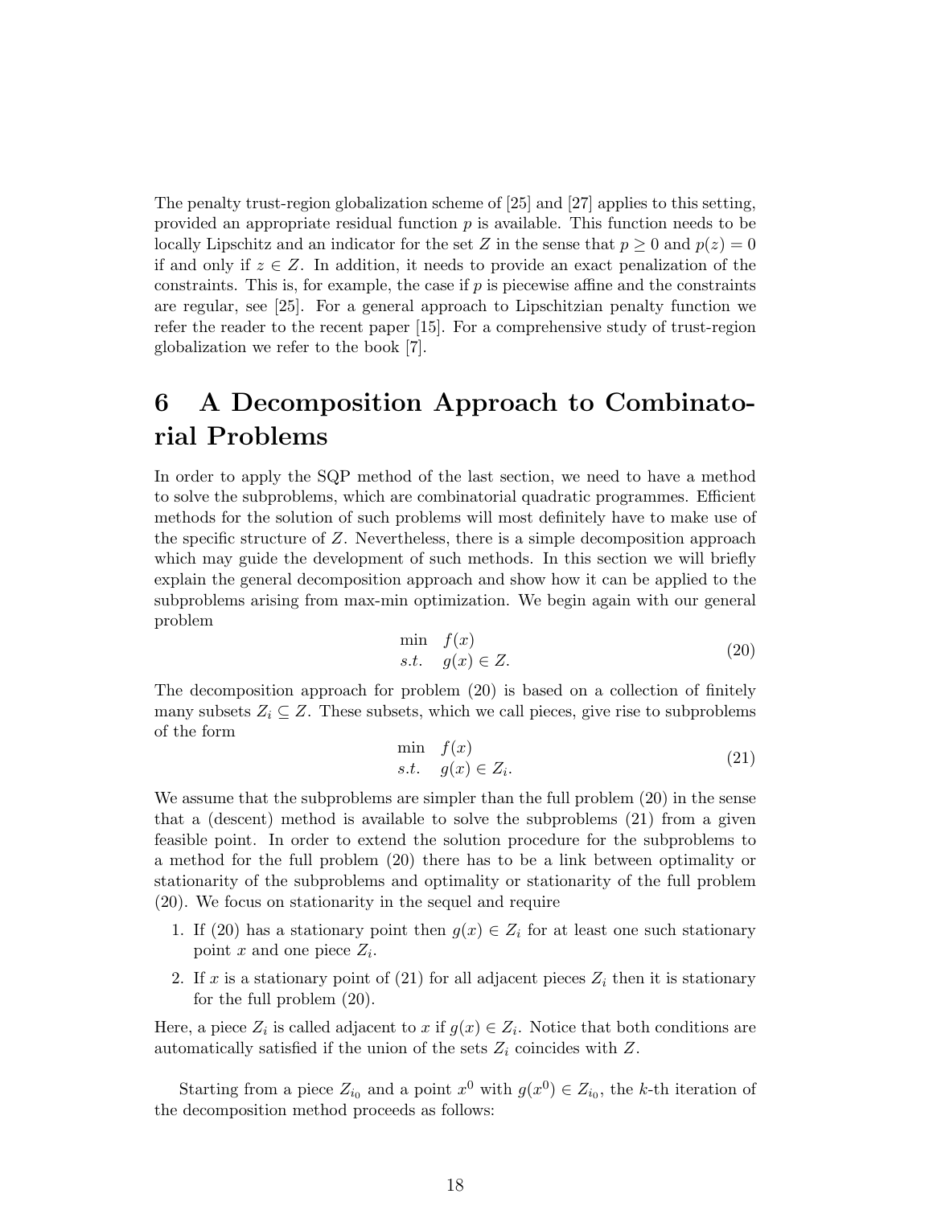The penalty trust-region globalization scheme of [25] and [27] applies to this setting, provided an appropriate residual function $p$ is available. This function needs to be locally Lipschitz and an indicator for the set $Z$ in the sense that $p \geq 0$ and $p(z) = 0$ if and only if $z \in Z$. In addition, it needs to provide an exact penalization of the constraints. This is, for example, the case if $p$ is piecewise affine and the constraints are regular, see [25]. For a general approach to Lipschitzian penalty function we refer the reader to the recent paper [15]. For a comprehensive study of trust-region globalization we refer to the book [7].

# 6 A Decomposition Approach to Combinatorial Problems

In order to apply the SQP method of the last section, we need to have a method to solve the subproblems, which are combinatorial quadratic programmes. Efficient methods for the solution of such problems will most definitely have to make use of the specific structure of $Z$. Nevertheless, there is a simple decomposition approach which may guide the development of such methods. In this section we will briefly explain the general decomposition approach and show how it can be applied to the subproblems arising from max-min optimization. We begin again with our general problem

$$\begin{array}{ll} \min & f(x) \\ s.t. & g(x) \in Z. \end{array} \tag{20}$$

The decomposition approach for problem (20) is based on a collection of finitely many subsets $Z_i \subseteq Z$. These subsets, which we call pieces, give rise to subproblems of the form

$$\begin{array}{ll} \min & f(x) \\ s.t. & g(x) \in Z_i. \end{array} \tag{21}$$

We assume that the subproblems are simpler than the full problem (20) in the sense that a (descent) method is available to solve the subproblems (21) from a given feasible point. In order to extend the solution procedure for the subproblems to a method for the full problem (20) there has to be a link between optimality or stationarity of the subproblems and optimality or stationarity of the full problem (20). We focus on stationarity in the sequel and require

1. If (20) has a stationary point then $g(x) \in Z_i$ for at least one such stationary point $x$ and one piece $Z_i$.
2. If $x$ is a stationary point of (21) for all adjacent pieces $Z_i$ then it is stationary for the full problem (20).

Here, a piece $Z_i$ is called adjacent to $x$ if $g(x) \in Z_i$. Notice that both conditions are automatically satisfied if the union of the sets $Z_i$ coincides with $Z$.

Starting from a piece $Z_{i_0}$ and a point $x^0$ with $g(x^0) \in Z_{i_0}$, the $k$-th iteration of the decomposition method proceeds as follows: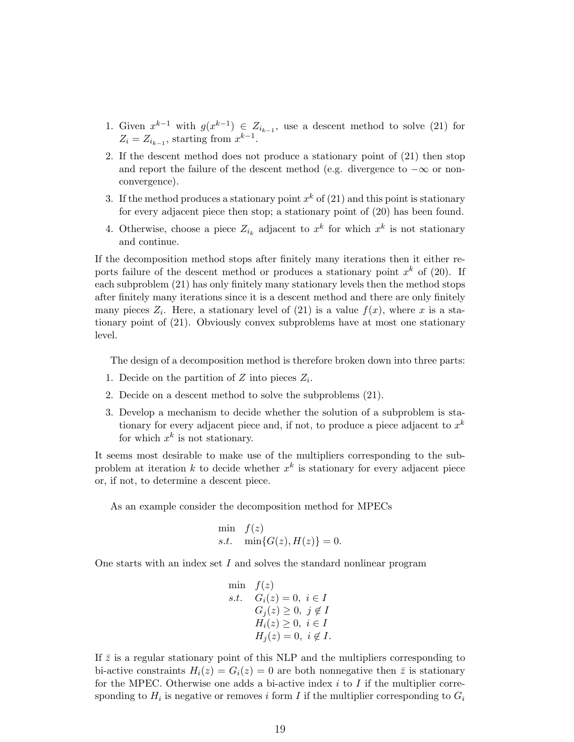1. Given $x^{k-1}$ with $g(x^{k-1}) \in Z_{i_{k-1}}$, use a descent method to solve (21) for $Z_i = Z_{i_{k-1}}$, starting from $x^{k-1}$.
2. If the descent method does not produce a stationary point of (21) then stop and report the failure of the descent method (e.g. divergence to $-\infty$ or non-convergence).
3. If the method produces a stationary point $x^k$ of (21) and this point is stationary for every adjacent piece then stop; a stationary point of (20) has been found.
4. Otherwise, choose a piece $Z_{i_k}$ adjacent to $x^k$ for which $x^k$ is not stationary and continue.

If the decomposition method stops after finitely many iterations then it either reports failure of the descent method or produces a stationary point $x^k$ of (20). If each subproblem (21) has only finitely many stationary levels then the method stops after finitely many iterations since it is a descent method and there are only finitely many pieces $Z_i$. Here, a stationary level of (21) is a value $f(x)$, where $x$ is a stationary point of (21). Obviously convex subproblems have at most one stationary level.

The design of a decomposition method is therefore broken down into three parts:

1. Decide on the partition of $Z$ into pieces $Z_i$.
2. Decide on a descent method to solve the subproblems (21).
3. Develop a mechanism to decide whether the solution of a subproblem is stationary for every adjacent piece and, if not, to produce a piece adjacent to $x^k$ for which $x^k$ is not stationary.

It seems most desirable to make use of the multipliers corresponding to the subproblem at iteration $k$ to decide whether $x^k$ is stationary for every adjacent piece or, if not, to determine a descent piece.

As an example consider the decomposition method for MPECs

$$\begin{array}{ll} \min & f(z) \\ s.t. & \min\{G(z), H(z)\} = 0. \end{array}$$

One starts with an index set $I$ and solves the standard nonlinear program

$$\begin{array}{ll} \min & f(z) \\ s.t. & G_i(z) = 0, \ i \in I \\ & G_j(z) \geq 0, \ j \notin I \\ & H_i(z) \geq 0, \ i \in I \\ & H_j(z) = 0, \ i \notin I. \end{array}$$

If $\bar{z}$ is a regular stationary point of this NLP and the multipliers corresponding to bi-active constraints $H_i(z) = G_i(z) = 0$ are both nonnegative then $\bar{z}$ is stationary for the MPEC. Otherwise one adds a bi-active index $i$ to $I$ if the multiplier corresponding to $H_i$ is negative or removes $i$ form $I$ if the multiplier corresponding to $G_i$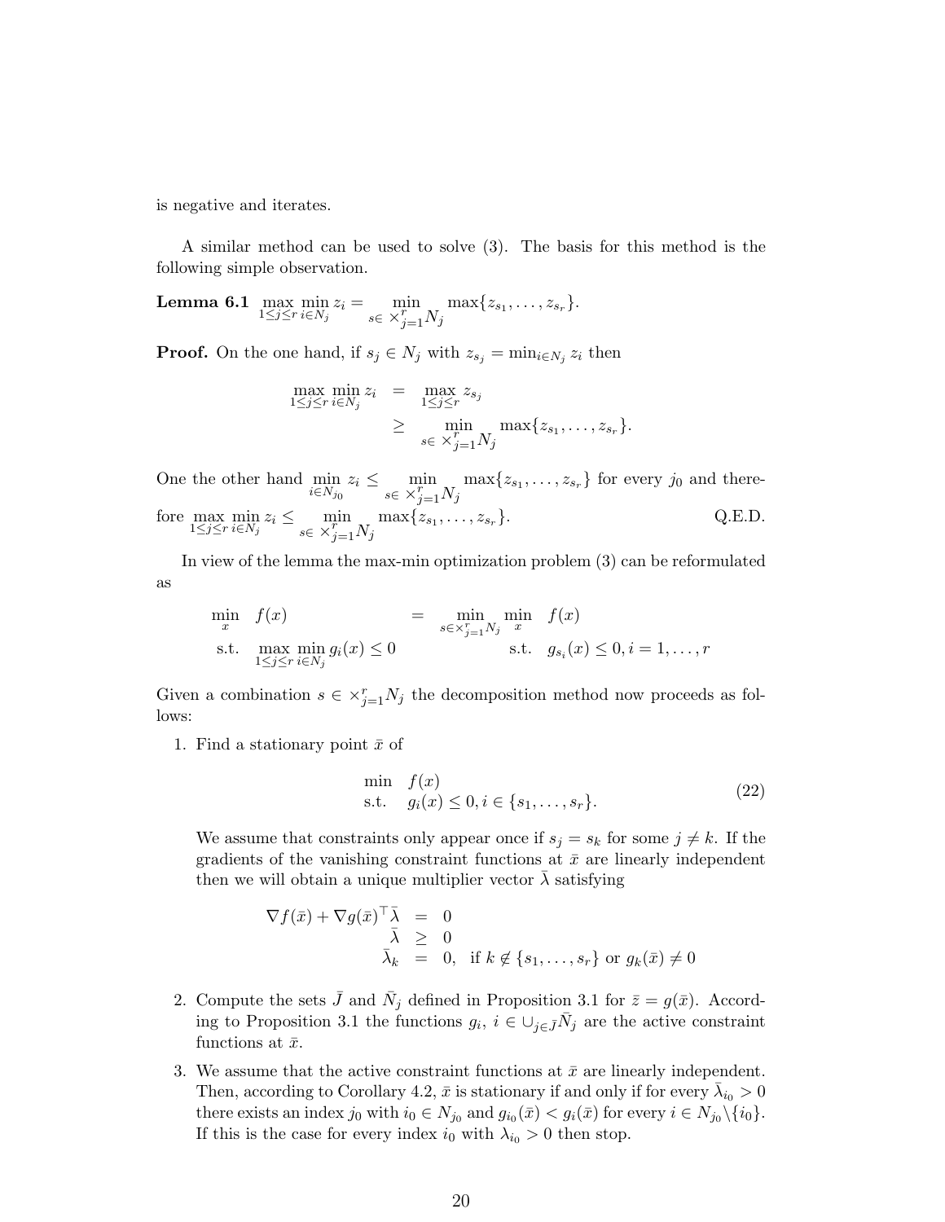is negative and iterates.

A similar method can be used to solve (3). The basis for this method is the following simple observation.

**Lemma 6.1** $\max_{1\leq j\leq r} \min_{i\in N_j} z_i = \min_{s\in \times_{j=1}^r N_j} \max\{z_{s_1},\ldots,z_{s_r}\}$.

**Proof.** On the one hand, if $s_j \in N_j$ with $z_{s_j} = \min_{i\in N_j} z_i$ then

$$
\begin{aligned}
\max_{1\leq j\leq r} \min_{i\in N_j} z_i &= \max_{1\leq j\leq r} z_{s_j} \\
&\geq \min_{s\in \times_{j=1}^r N_j} \max\{z_{s_1},\ldots,z_{s_r}\}.
\end{aligned}
$$

One the other hand $\min_{i\in N_{j_0}} z_i \leq \min_{s\in \times_{j=1}^r N_j} \max\{z_{s_1},\ldots,z_{s_r}\}$ for every $j_0$ and therefore $\max_{1\leq j\leq r} \min_{i\in N_j} z_i \leq \min_{s\in \times_{j=1}^r N_j} \max\{z_{s_1},\ldots,z_{s_r}\}$. Q.E.D.

In view of the lemma the max-min optimization problem (3) can be reformulated as

$$
\begin{array}{ll}
\min_x & f(x) \\
\text{s.t.} & \max_{1\leq j\leq r} \min_{i\in N_j} g_i(x) \leq 0
\end{array}
\quad = \quad
\begin{array}{ll}
\min_{s\in\times_{j=1}^r N_j} \min_x & f(x) \\
\text{s.t.} & g_{s_i}(x) \leq 0, i=1,\ldots,r
\end{array}
$$

Given a combination $s \in \times_{j=1}^r N_j$ the decomposition method now proceeds as follows:

1. Find a stationary point $\bar{x}$ of

$$
\begin{array}{ll}
\min & f(x) \\
\text{s.t.} & g_i(x) \leq 0, i \in \{s_1,\ldots,s_r\}.
\end{array}
\tag{22}
$$

   We assume that constraints only appear once if $s_j = s_k$ for some $j \neq k$. If the gradients of the vanishing constraint functions at $\bar{x}$ are linearly independent then we will obtain a unique multiplier vector $\bar{\lambda}$ satisfying

$$
\begin{aligned}
\nabla f(\bar{x}) + \nabla g(\bar{x})^\top \bar{\lambda} &= 0 \\
\bar{\lambda} &\geq 0 \\
\bar{\lambda}_k &= 0, \quad \text{if } k \notin \{s_1,\ldots,s_r\} \text{ or } g_k(\bar{x}) \neq 0
\end{aligned}
$$

2. Compute the sets $\bar{J}$ and $\bar{N}_j$ defined in Proposition 3.1 for $\bar{z} = g(\bar{x})$. According to Proposition 3.1 the functions $g_i$, $i \in \cup_{j\in\bar{J}}\bar{N}_j$ are the active constraint functions at $\bar{x}$.

3. We assume that the active constraint functions at $\bar{x}$ are linearly independent. Then, according to Corollary 4.2, $\bar{x}$ is stationary if and only if for every $\bar{\lambda}_{i_0} > 0$ there exists an index $j_0$ with $i_0 \in N_{j_0}$ and $g_{i_0}(\bar{x}) < g_i(\bar{x})$ for every $i \in N_{j_0}\backslash\{i_0\}$. If this is the case for every index $i_0$ with $\lambda_{i_0} > 0$ then stop.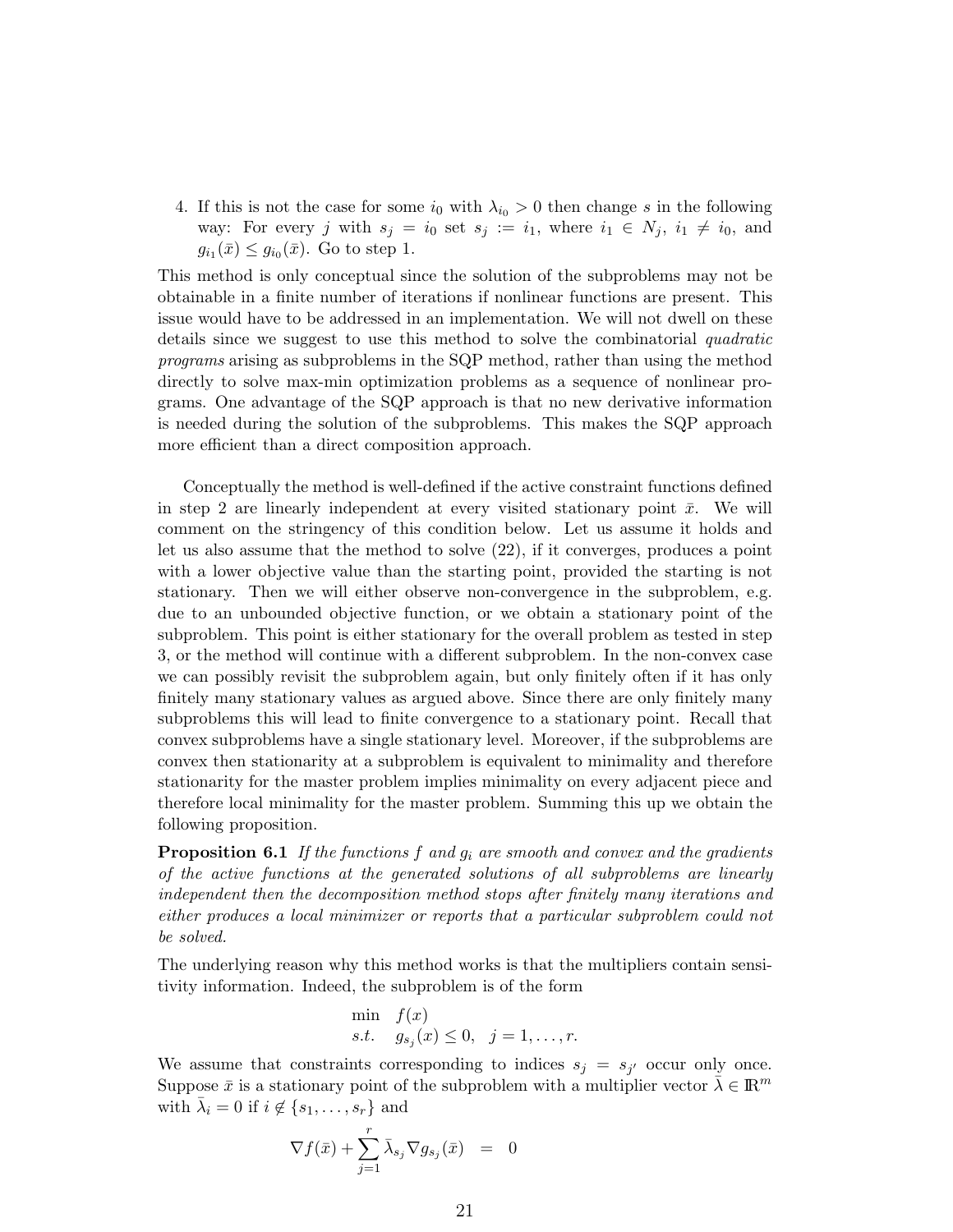4. If this is not the case for some $i_0$ with $\lambda_{i_0} > 0$ then change $s$ in the following way: For every $j$ with $s_j = i_0$ set $s_j := i_1$, where $i_1 \in N_j$, $i_1 \neq i_0$, and $g_{i_1}(\bar{x}) \leq g_{i_0}(\bar{x})$. Go to step 1.

This method is only conceptual since the solution of the subproblems may not be obtainable in a finite number of iterations if nonlinear functions are present. This issue would have to be addressed in an implementation. We will not dwell on these details since we suggest to use this method to solve the combinatorial *quadratic programs* arising as subproblems in the SQP method, rather than using the method directly to solve max-min optimization problems as a sequence of nonlinear programs. One advantage of the SQP approach is that no new derivative information is needed during the solution of the subproblems. This makes the SQP approach more efficient than a direct composition approach.

Conceptually the method is well-defined if the active constraint functions defined in step 2 are linearly independent at every visited stationary point $\bar{x}$. We will comment on the stringency of this condition below. Let us assume it holds and let us also assume that the method to solve (22), if it converges, produces a point with a lower objective value than the starting point, provided the starting is not stationary. Then we will either observe non-convergence in the subproblem, e.g. due to an unbounded objective function, or we obtain a stationary point of the subproblem. This point is either stationary for the overall problem as tested in step 3, or the method will continue with a different subproblem. In the non-convex case we can possibly revisit the subproblem again, but only finitely often if it has only finitely many stationary values as argued above. Since there are only finitely many subproblems this will lead to finite convergence to a stationary point. Recall that convex subproblems have a single stationary level. Moreover, if the subproblems are convex then stationarity at a subproblem is equivalent to minimality and therefore stationarity for the master problem implies minimality on every adjacent piece and therefore local minimality for the master problem. Summing this up we obtain the following proposition.

**Proposition 6.1** *If the functions $f$ and $g_i$ are smooth and convex and the gradients of the active functions at the generated solutions of all subproblems are linearly independent then the decomposition method stops after finitely many iterations and either produces a local minimizer or reports that a particular subproblem could not be solved.*

The underlying reason why this method works is that the multipliers contain sensitivity information. Indeed, the subproblem is of the form

$$
\begin{array}{ll}
\min & f(x) \\
s.t. & g_{s_j}(x) \leq 0, \quad j = 1, \ldots, r.
\end{array}
$$

We assume that constraints corresponding to indices $s_j = s_{j'}$ occur only once. Suppose $\bar{x}$ is a stationary point of the subproblem with a multiplier vector $\bar{\lambda} \in \mathbb{R}^m$ with $\bar{\lambda}_i = 0$ if $i \notin \{s_1, \ldots, s_r\}$ and

$$
\nabla f(\bar{x}) + \sum_{j=1}^{r} \bar{\lambda}_{s_j} \nabla g_{s_j}(\bar{x}) \quad = \quad 0
$$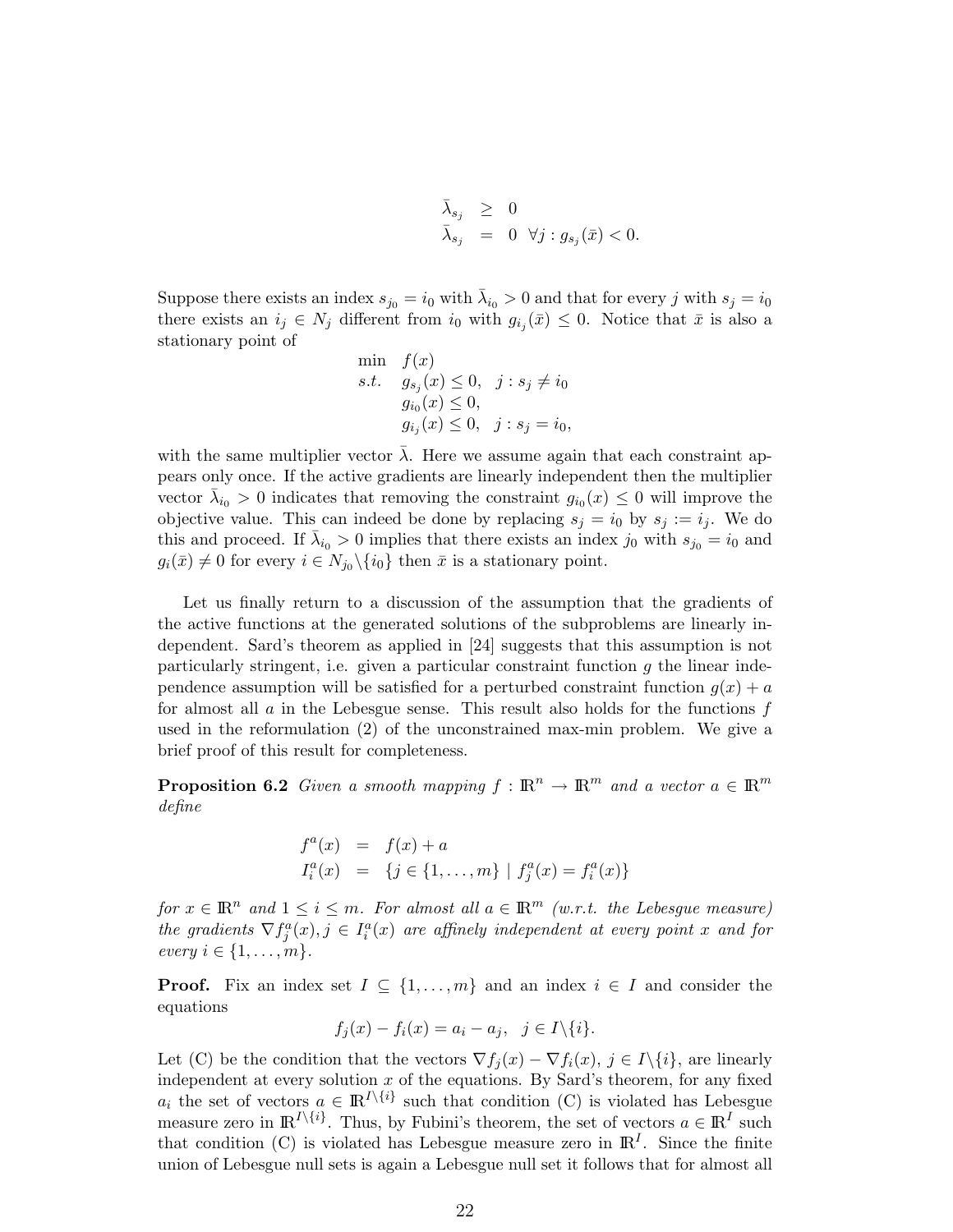$$
\begin{array}{rcl}
\bar{\lambda}_{s_j} & \geq & 0 \\
\bar{\lambda}_{s_j} & = & 0 \;\; \forall j : g_{s_j}(\bar{x}) < 0.
\end{array}
$$

Suppose there exists an index $s_{j_0} = i_0$ with $\bar{\lambda}_{i_0} > 0$ and that for every $j$ with $s_j = i_0$ there exists an $i_j \in N_j$ different from $i_0$ with $g_{i_j}(\bar{x}) \leq 0$. Notice that $\bar{x}$ is also a stationary point of

$$
\begin{array}{ll}
\min & f(x) \\
s.t. & g_{s_j}(x) \leq 0, \quad j : s_j \neq i_0 \\
 & g_{i_0}(x) \leq 0, \\
 & g_{i_j}(x) \leq 0, \quad j : s_j = i_0,
\end{array}
$$

with the same multiplier vector $\bar{\lambda}$. Here we assume again that each constraint appears only once. If the active gradients are linearly independent then the multiplier vector $\bar{\lambda}_{i_0} > 0$ indicates that removing the constraint $g_{i_0}(x) \leq 0$ will improve the objective value. This can indeed be done by replacing $s_j = i_0$ by $s_j := i_j$. We do this and proceed. If $\bar{\lambda}_{i_0} > 0$ implies that there exists an index $j_0$ with $s_{j_0} = i_0$ and $g_i(\bar{x}) \neq 0$ for every $i \in N_{j_0} \backslash \{i_0\}$ then $\bar{x}$ is a stationary point.

Let us finally return to a discussion of the assumption that the gradients of the active functions at the generated solutions of the subproblems are linearly independent. Sard's theorem as applied in [24] suggests that this assumption is not particularly stringent, i.e. given a particular constraint function $g$ the linear independence assumption will be satisfied for a perturbed constraint function $g(x) + a$ for almost all $a$ in the Lebesgue sense. This result also holds for the functions $f$ used in the reformulation (2) of the unconstrained max-min problem. We give a brief proof of this result for completeness.

**Proposition 6.2** *Given a smooth mapping $f : \mathbb{R}^n \to \mathbb{R}^m$ and a vector $a \in \mathbb{R}^m$ define*

$$
\begin{array}{rcl}
f^a(x) & = & f(x) + a \\
I_i^a(x) & = & \{j \in \{1, \ldots, m\} \mid f_j^a(x) = f_i^a(x)\}
\end{array}
$$

*for $x \in \mathbb{R}^n$ and $1 \leq i \leq m$. For almost all $a \in \mathbb{R}^m$ (w.r.t. the Lebesgue measure) the gradients $\nabla f_j^a(x), j \in I_i^a(x)$ are affinely independent at every point $x$ and for every $i \in \{1, \ldots, m\}$.*

**Proof.** Fix an index set $I \subseteq \{1, \ldots, m\}$ and an index $i \in I$ and consider the equations

$$
f_j(x) - f_i(x) = a_i - a_j, \quad j \in I \backslash \{i\}.
$$

Let (C) be the condition that the vectors $\nabla f_j(x) - \nabla f_i(x)$, $j \in I \backslash \{i\}$, are linearly independent at every solution $x$ of the equations. By Sard's theorem, for any fixed $a_i$ the set of vectors $a \in \mathbb{R}^{I \backslash \{i\}}$ such that condition (C) is violated has Lebesgue measure zero in $\mathbb{R}^{I \backslash \{i\}}$. Thus, by Fubini's theorem, the set of vectors $a \in \mathbb{R}^I$ such that condition (C) is violated has Lebesgue measure zero in $\mathbb{R}^I$. Since the finite union of Lebesgue null sets is again a Lebesgue null set it follows that for almost all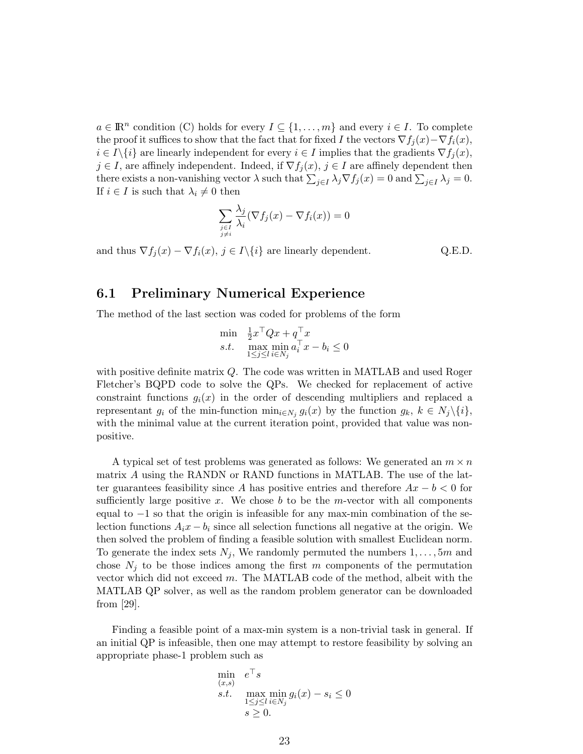$a \in \mathbb{R}^n$ condition (C) holds for every $I \subseteq \{1, \ldots, m\}$ and every $i \in I$. To complete the proof it suffices to show that the fact that for fixed $I$ the vectors $\nabla f_j(x) - \nabla f_i(x)$, $i \in I \backslash \{i\}$ are linearly independent for every $i \in I$ implies that the gradients $\nabla f_j(x)$, $j \in I$, are affinely independent. Indeed, if $\nabla f_j(x)$, $j \in I$ are affinely dependent then there exists a non-vanishing vector $\lambda$ such that $\sum_{j \in I} \lambda_j \nabla f_j(x) = 0$ and $\sum_{j \in I} \lambda_j = 0$. If $i \in I$ is such that $\lambda_i \neq 0$ then

$$\sum_{\substack{j \in I \\ j \neq i}} \frac{\lambda_j}{\lambda_i} (\nabla f_j(x) - \nabla f_i(x)) = 0$$

and thus $\nabla f_j(x) - \nabla f_i(x)$, $j \in I \backslash \{i\}$ are linearly dependent. Q.E.D.

## 6.1 Preliminary Numerical Experience

The method of the last section was coded for problems of the form

$$\begin{array}{ll} \min & \frac{1}{2} x^\top Q x + q^\top x \\ s.t. & \max\limits_{1 \leq j \leq l} \min\limits_{i \in N_j} a_i^\top x - b_i \leq 0 \end{array}$$

with positive definite matrix $Q$. The code was written in MATLAB and used Roger Fletcher's BQPD code to solve the QPs. We checked for replacement of active constraint functions $g_i(x)$ in the order of descending multipliers and replaced a representant $g_i$ of the min-function $\min_{i \in N_j} g_i(x)$ by the function $g_k$, $k \in N_j \backslash \{i\}$, with the minimal value at the current iteration point, provided that value was non-positive.

A typical set of test problems was generated as follows: We generated an $m \times n$ matrix $A$ using the RANDN or RAND functions in MATLAB. The use of the latter guarantees feasibility since $A$ has positive entries and therefore $Ax - b < 0$ for sufficiently large positive $x$. We chose $b$ to be the $m$-vector with all components equal to $-1$ so that the origin is infeasible for any max-min combination of the selection functions $A_i x - b_i$ since all selection functions all negative at the origin. We then solved the problem of finding a feasible solution with smallest Euclidean norm. To generate the index sets $N_j$, We randomly permuted the numbers $1, \ldots, 5m$ and chose $N_j$ to be those indices among the first $m$ components of the permutation vector which did not exceed $m$. The MATLAB code of the method, albeit with the MATLAB QP solver, as well as the random problem generator can be downloaded from [29].

Finding a feasible point of a max-min system is a non-trivial task in general. If an initial QP is infeasible, then one may attempt to restore feasibility by solving an appropriate phase-1 problem such as

$$\begin{array}{ll} \min\limits_{(x,s)} & e^\top s \\ s.t. & \max\limits_{1 \leq j \leq l} \min\limits_{i \in N_j} g_i(x) - s_i \leq 0 \\ & s \geq 0. \end{array}$$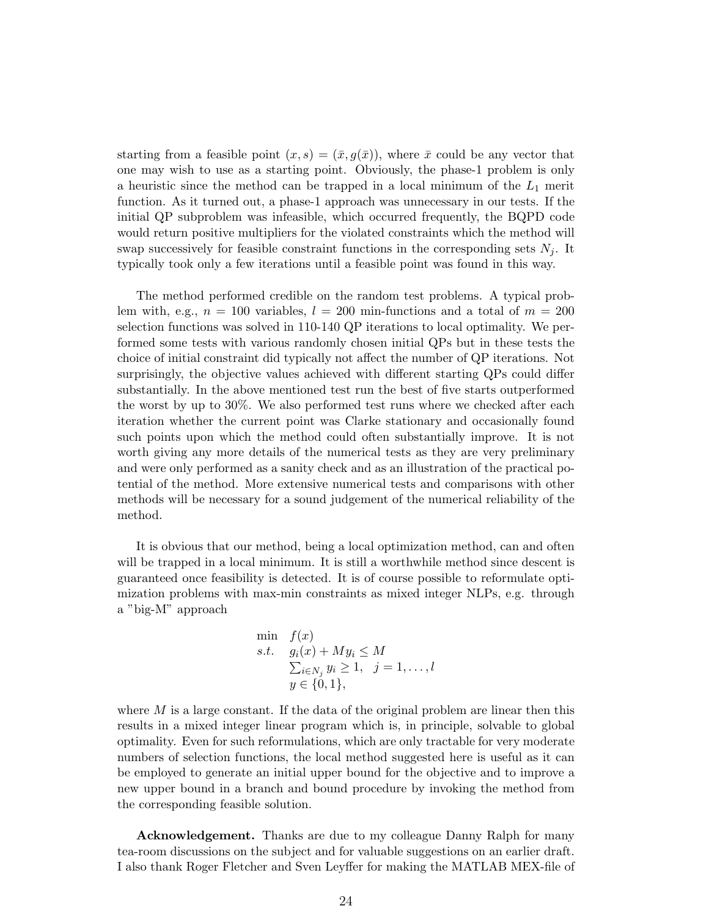starting from a feasible point $(x,s) = (\bar{x}, g(\bar{x}))$, where $\bar{x}$ could be any vector that one may wish to use as a starting point. Obviously, the phase-1 problem is only a heuristic since the method can be trapped in a local minimum of the $L_1$ merit function. As it turned out, a phase-1 approach was unnecessary in our tests. If the initial QP subproblem was infeasible, which occurred frequently, the BQPD code would return positive multipliers for the violated constraints which the method will swap successively for feasible constraint functions in the corresponding sets $N_j$. It typically took only a few iterations until a feasible point was found in this way.

The method performed credible on the random test problems. A typical problem with, e.g., $n = 100$ variables, $l = 200$ min-functions and a total of $m = 200$ selection functions was solved in 110-140 QP iterations to local optimality. We performed some tests with various randomly chosen initial QPs but in these tests the choice of initial constraint did typically not affect the number of QP iterations. Not surprisingly, the objective values achieved with different starting QPs could differ substantially. In the above mentioned test run the best of five starts outperformed the worst by up to 30%. We also performed test runs where we checked after each iteration whether the current point was Clarke stationary and occasionally found such points upon which the method could often substantially improve. It is not worth giving any more details of the numerical tests as they are very preliminary and were only performed as a sanity check and as an illustration of the practical potential of the method. More extensive numerical tests and comparisons with other methods will be necessary for a sound judgement of the numerical reliability of the method.

It is obvious that our method, being a local optimization method, can and often will be trapped in a local minimum. It is still a worthwhile method since descent is guaranteed once feasibility is detected. It is of course possible to reformulate optimization problems with max-min constraints as mixed integer NLPs, e.g. through a "big-M" approach

$$
\begin{array}{ll}
\min & f(x) \\
s.t. & g_i(x) + My_i \leq M \\
 & \sum_{i \in N_j} y_i \geq 1, \quad j = 1, \ldots, l \\
 & y \in \{0, 1\},
\end{array}
$$

where $M$ is a large constant. If the data of the original problem are linear then this results in a mixed integer linear program which is, in principle, solvable to global optimality. Even for such reformulations, which are only tractable for very moderate numbers of selection functions, the local method suggested here is useful as it can be employed to generate an initial upper bound for the objective and to improve a new upper bound in a branch and bound procedure by invoking the method from the corresponding feasible solution.

**Acknowledgement.** Thanks are due to my colleague Danny Ralph for many tea-room discussions on the subject and for valuable suggestions on an earlier draft. I also thank Roger Fletcher and Sven Leyffer for making the MATLAB MEX-file of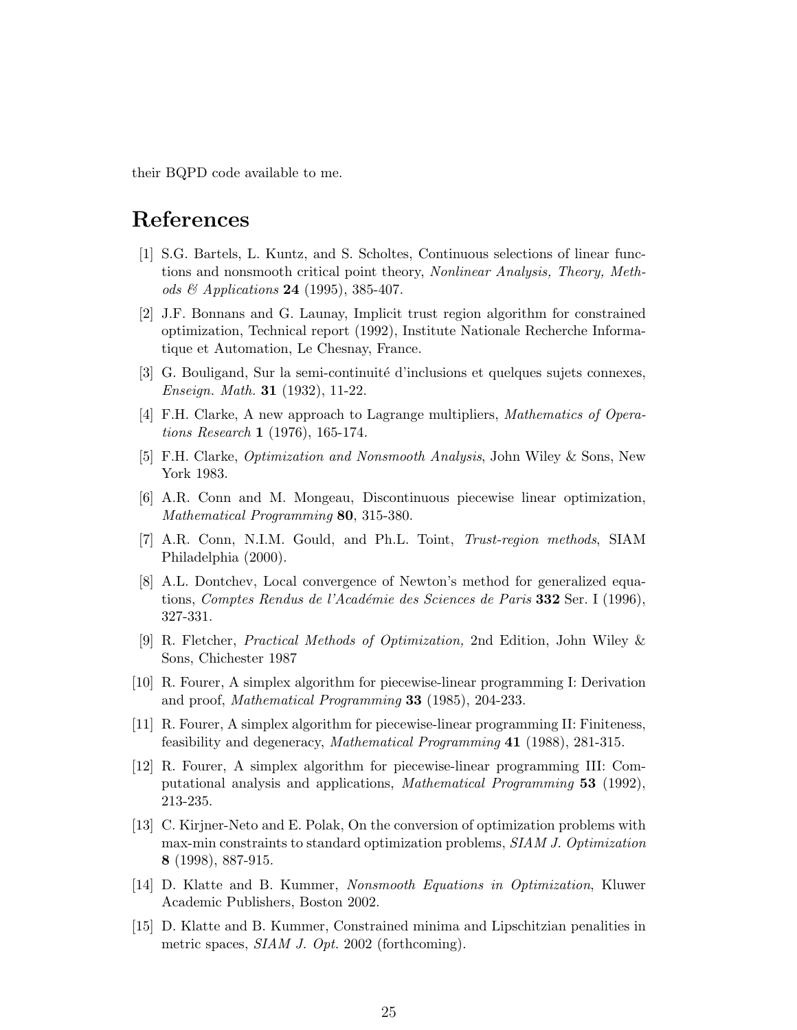their BQPD code available to me.

# References

[1] S.G. Bartels, L. Kuntz, and S. Scholtes, Continuous selections of linear functions and nonsmooth critical point theory, *Nonlinear Analysis, Theory, Methods & Applications* **24** (1995), 385-407.

[2] J.F. Bonnans and G. Launay, Implicit trust region algorithm for constrained optimization, Technical report (1992), Institute Nationale Recherche Informatique et Automation, Le Chesnay, France.

[3] G. Bouligand, Sur la semi-continuité d'inclusions et quelques sujets connexes, *Enseign. Math.* **31** (1932), 11-22.

[4] F.H. Clarke, A new approach to Lagrange multipliers, *Mathematics of Operations Research* **1** (1976), 165-174.

[5] F.H. Clarke, *Optimization and Nonsmooth Analysis*, John Wiley & Sons, New York 1983.

[6] A.R. Conn and M. Mongeau, Discontinuous piecewise linear optimization, *Mathematical Programming* **80**, 315-380.

[7] A.R. Conn, N.I.M. Gould, and Ph.L. Toint, *Trust-region methods*, SIAM Philadelphia (2000).

[8] A.L. Dontchev, Local convergence of Newton's method for generalized equations, *Comptes Rendus de l'Académie des Sciences de Paris* **332** Ser. I (1996), 327-331.

[9] R. Fletcher, *Practical Methods of Optimization,* 2nd Edition, John Wiley & Sons, Chichester 1987

[10] R. Fourer, A simplex algorithm for piecewise-linear programming I: Derivation and proof, *Mathematical Programming* **33** (1985), 204-233.

[11] R. Fourer, A simplex algorithm for piecewise-linear programming II: Finiteness, feasibility and degeneracy, *Mathematical Programming* **41** (1988), 281-315.

[12] R. Fourer, A simplex algorithm for piecewise-linear programming III: Computational analysis and applications, *Mathematical Programming* **53** (1992), 213-235.

[13] C. Kirjner-Neto and E. Polak, On the conversion of optimization problems with max-min constraints to standard optimization problems, *SIAM J. Optimization* **8** (1998), 887-915.

[14] D. Klatte and B. Kummer, *Nonsmooth Equations in Optimization*, Kluwer Academic Publishers, Boston 2002.

[15] D. Klatte and B. Kummer, Constrained minima and Lipschitzian penalities in metric spaces, *SIAM J. Opt.* 2002 (forthcoming).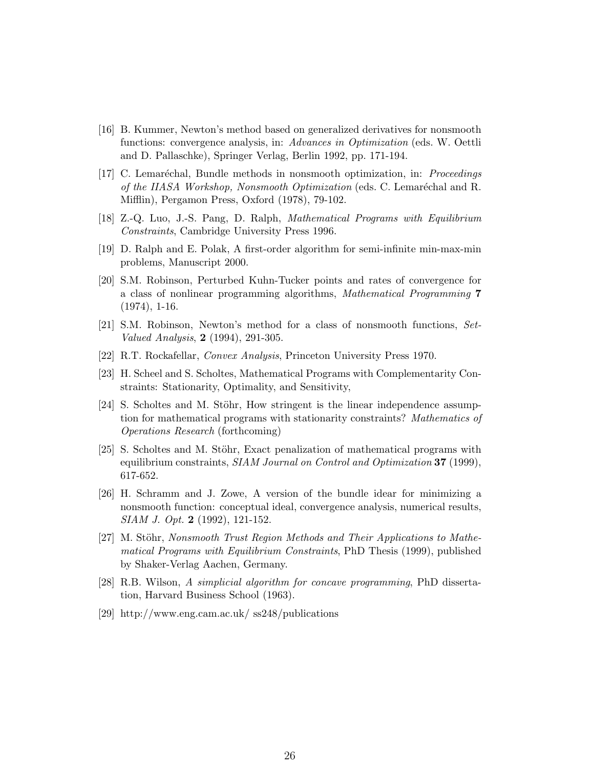[16] B. Kummer, Newton's method based on generalized derivatives for nonsmooth functions: convergence analysis, in: *Advances in Optimization* (eds. W. Oettli and D. Pallaschke), Springer Verlag, Berlin 1992, pp. 171-194.

[17] C. Lemaréchal, Bundle methods in nonsmooth optimization, in: *Proceedings of the IIASA Workshop, Nonsmooth Optimization* (eds. C. Lemaréchal and R. Mifflin), Pergamon Press, Oxford (1978), 79-102.

[18] Z.-Q. Luo, J.-S. Pang, D. Ralph, *Mathematical Programs with Equilibrium Constraints*, Cambridge University Press 1996.

[19] D. Ralph and E. Polak, A first-order algorithm for semi-infinite min-max-min problems, Manuscript 2000.

[20] S.M. Robinson, Perturbed Kuhn-Tucker points and rates of convergence for a class of nonlinear programming algorithms, *Mathematical Programming* **7** (1974), 1-16.

[21] S.M. Robinson, Newton's method for a class of nonsmooth functions, *Set-Valued Analysis*, **2** (1994), 291-305.

[22] R.T. Rockafellar, *Convex Analysis*, Princeton University Press 1970.

[23] H. Scheel and S. Scholtes, Mathematical Programs with Complementarity Constraints: Stationarity, Optimality, and Sensitivity,

[24] S. Scholtes and M. Stöhr, How stringent is the linear independence assumption for mathematical programs with stationarity constraints? *Mathematics of Operations Research* (forthcoming)

[25] S. Scholtes and M. Stöhr, Exact penalization of mathematical programs with equilibrium constraints, *SIAM Journal on Control and Optimization* **37** (1999), 617-652.

[26] H. Schramm and J. Zowe, A version of the bundle idear for minimizing a nonsmooth function: conceptual ideal, convergence analysis, numerical results, *SIAM J. Opt.* **2** (1992), 121-152.

[27] M. Stöhr, *Nonsmooth Trust Region Methods and Their Applications to Mathematical Programs with Equilibrium Constraints*, PhD Thesis (1999), published by Shaker-Verlag Aachen, Germany.

[28] R.B. Wilson, *A simplicial algorithm for concave programming*, PhD dissertation, Harvard Business School (1963).

[29] http://www.eng.cam.ac.uk/ ss248/publications